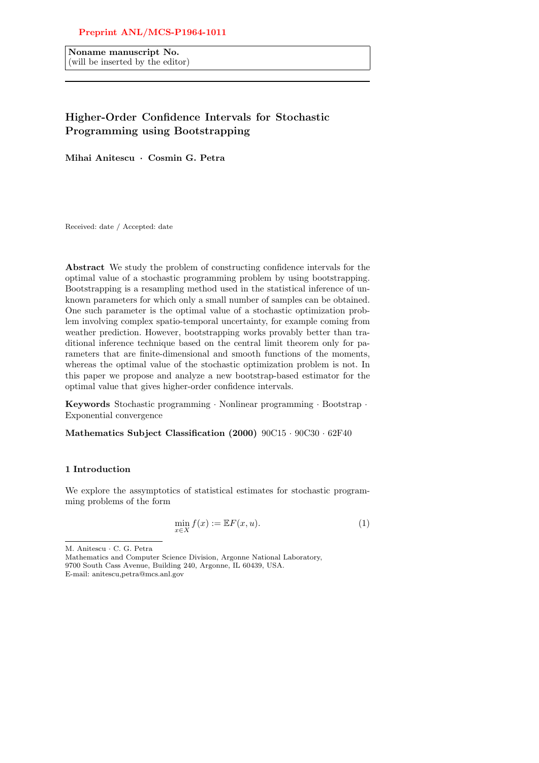Preprint ANL/MCS-P1964-1011

**Noname manuscript No.**
(will be inserted by the editor)

# Higher-Order Confidence Intervals for Stochastic Programming using Bootstrapping

**Mihai Anitescu · Cosmin G. Petra**

Received: date / Accepted: date

**Abstract** We study the problem of constructing confidence intervals for the optimal value of a stochastic programming problem by using bootstrapping. Bootstrapping is a resampling method used in the statistical inference of unknown parameters for which only a small number of samples can be obtained. One such parameter is the optimal value of a stochastic optimization problem involving complex spatio-temporal uncertainty, for example coming from weather prediction. However, bootstrapping works provably better than traditional inference technique based on the central limit theorem only for parameters that are finite-dimensional and smooth functions of the moments, whereas the optimal value of the stochastic optimization problem is not. In this paper we propose and analyze a new bootstrap-based estimator for the optimal value that gives higher-order confidence intervals.

**Keywords** Stochastic programming · Nonlinear programming · Bootstrap · Exponential convergence

**Mathematics Subject Classification (2000)** 90C15 · 90C30 · 62F40

## 1 Introduction

We explore the assymptotics of statistical estimates for stochastic programming problems of the form

$$\min_{x \in X} f(x) := \mathbb{E}F(x, u). \tag{1}$$

---

M. Anitescu · C. G. Petra
Mathematics and Computer Science Division, Argonne National Laboratory,
9700 South Cass Avenue, Building 240, Argonne, IL 60439, USA.
E-mail: anitescu,petra@mcs.anl.gov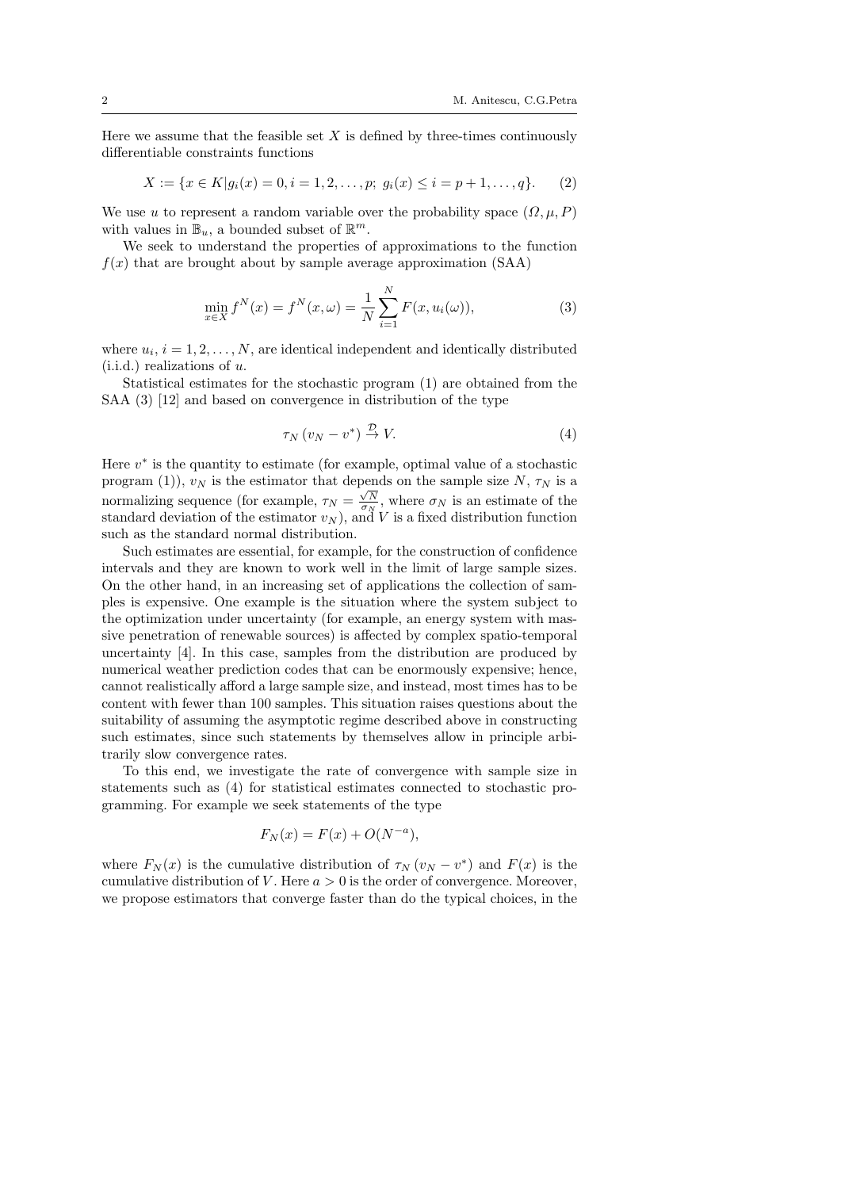Here we assume that the feasible set $X$ is defined by three-times continuously differentiable constraints functions

$$X := \{x \in K | g_i(x) = 0, i = 1, 2, \ldots, p;\ g_i(x) \leq i = p+1, \ldots, q\}. \tag{2}$$

We use $u$ to represent a random variable over the probability space $(\Omega, \mu, P)$ with values in $\mathbb{B}_u$, a bounded subset of $\mathbb{R}^m$.

We seek to understand the properties of approximations to the function $f(x)$ that are brought about by sample average approximation (SAA)

$$\min_{x \in X} f^N(x) = f^N(x, \omega) = \frac{1}{N} \sum_{i=1}^{N} F(x, u_i(\omega)), \tag{3}$$

where $u_i$, $i = 1, 2, \ldots, N$, are identical independent and identically distributed (i.i.d.) realizations of $u$.

Statistical estimates for the stochastic program (1) are obtained from the SAA (3) [12] and based on convergence in distribution of the type

$$\tau_N (v_N - v^*) \xrightarrow{\mathcal{D}} V. \tag{4}$$

Here $v^*$ is the quantity to estimate (for example, optimal value of a stochastic program (1)), $v_N$ is the estimator that depends on the sample size $N$, $\tau_N$ is a normalizing sequence (for example, $\tau_N = \frac{\sqrt{N}}{\sigma_N}$, where $\sigma_N$ is an estimate of the standard deviation of the estimator $v_N$), and $V$ is a fixed distribution function such as the standard normal distribution.

Such estimates are essential, for example, for the construction of confidence intervals and they are known to work well in the limit of large sample sizes. On the other hand, in an increasing set of applications the collection of samples is expensive. One example is the situation where the system subject to the optimization under uncertainty (for example, an energy system with massive penetration of renewable sources) is affected by complex spatio-temporal uncertainty [4]. In this case, samples from the distribution are produced by numerical weather prediction codes that can be enormously expensive; hence, cannot realistically afford a large sample size, and instead, most times has to be content with fewer than 100 samples. This situation raises questions about the suitability of assuming the asymptotic regime described above in constructing such estimates, since such statements by themselves allow in principle arbitrarily slow convergence rates.

To this end, we investigate the rate of convergence with sample size in statements such as (4) for statistical estimates connected to stochastic programming. For example we seek statements of the type

$$F_N(x) = F(x) + O(N^{-a}),$$

where $F_N(x)$ is the cumulative distribution of $\tau_N (v_N - v^*)$ and $F(x)$ is the cumulative distribution of $V$. Here $a > 0$ is the order of convergence. Moreover, we propose estimators that converge faster than do the typical choices, in the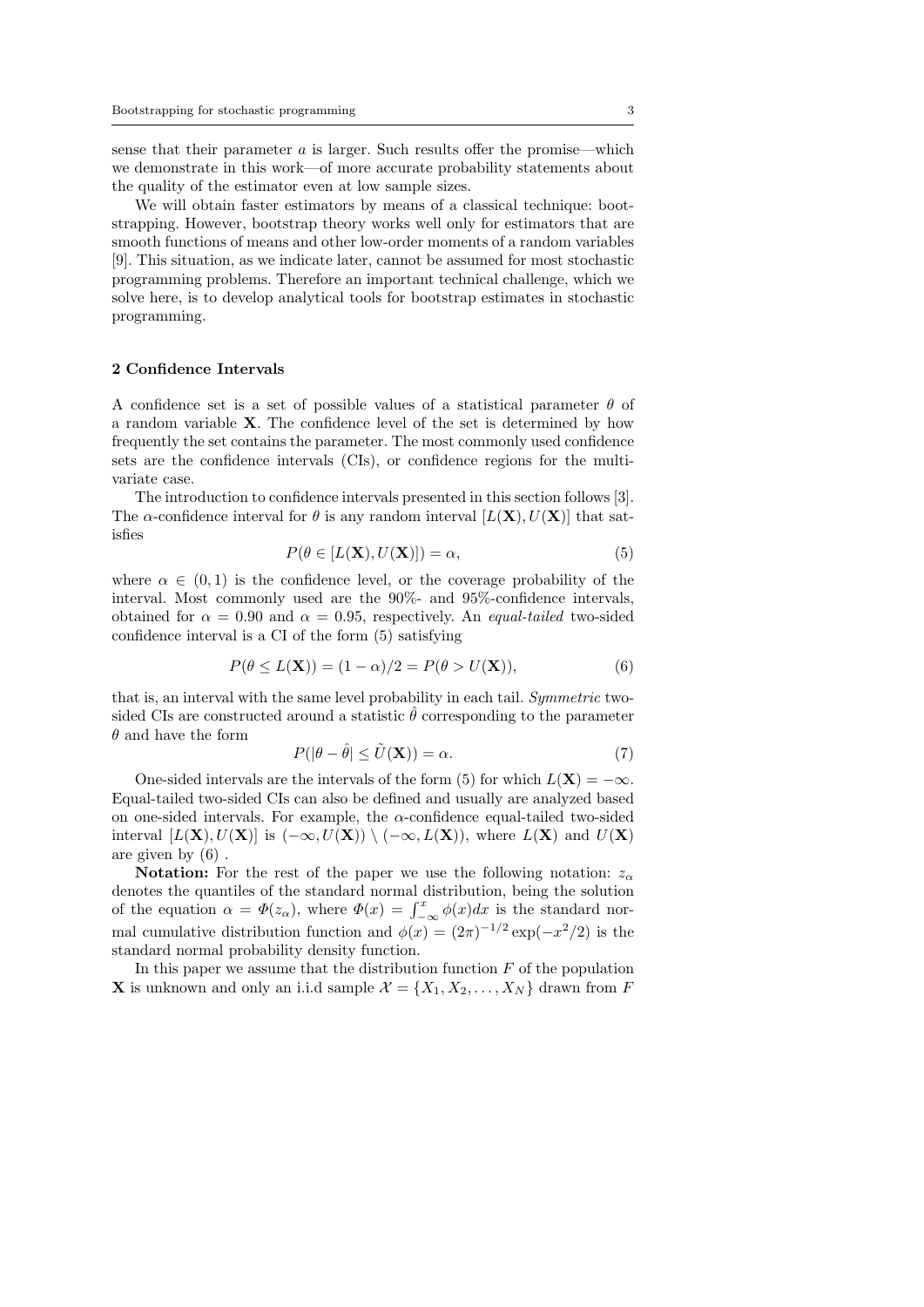sense that their parameter $a$ is larger. Such results offer the promise—which we demonstrate in this work—of more accurate probability statements about the quality of the estimator even at low sample sizes.

We will obtain faster estimators by means of a classical technique: bootstrapping. However, bootstrap theory works well only for estimators that are smooth functions of means and other low-order moments of a random variables [9]. This situation, as we indicate later, cannot be assumed for most stochastic programming problems. Therefore an important technical challenge, which we solve here, is to develop analytical tools for bootstrap estimates in stochastic programming.

## 2 Confidence Intervals

A confidence set is a set of possible values of a statistical parameter $\theta$ of a random variable $\mathbf{X}$. The confidence level of the set is determined by how frequently the set contains the parameter. The most commonly used confidence sets are the confidence intervals (CIs), or confidence regions for the multivariate case.

The introduction to confidence intervals presented in this section follows [3]. The $\alpha$-confidence interval for $\theta$ is any random interval $[L(\mathbf{X}), U(\mathbf{X})]$ that satisfies

$$P(\theta \in [L(\mathbf{X}), U(\mathbf{X})]) = \alpha, \tag{5}$$

where $\alpha \in (0,1)$ is the confidence level, or the coverage probability of the interval. Most commonly used are the 90%- and 95%-confidence intervals, obtained for $\alpha = 0.90$ and $\alpha = 0.95$, respectively. An *equal-tailed* two-sided confidence interval is a CI of the form (5) satisfying

$$P(\theta \leq L(\mathbf{X})) = (1-\alpha)/2 = P(\theta > U(\mathbf{X})), \tag{6}$$

that is, an interval with the same level probability in each tail. *Symmetric* two-sided CIs are constructed around a statistic $\hat{\theta}$ corresponding to the parameter $\theta$ and have the form

$$P(|\theta - \hat{\theta}| \leq \tilde{U}(\mathbf{X})) = \alpha. \tag{7}$$

One-sided intervals are the intervals of the form (5) for which $L(\mathbf{X}) = -\infty$. Equal-tailed two-sided CIs can also be defined and usually are analyzed based on one-sided intervals. For example, the $\alpha$-confidence equal-tailed two-sided interval $[L(\mathbf{X}), U(\mathbf{X})]$ is $(-\infty, U(\mathbf{X})) \setminus (-\infty, L(\mathbf{X}))$, where $L(\mathbf{X})$ and $U(\mathbf{X})$ are given by (6) .

**Notation:** For the rest of the paper we use the following notation: $z_\alpha$ denotes the quantiles of the standard normal distribution, being the solution of the equation $\alpha = \Phi(z_\alpha)$, where $\Phi(x) = \int_{-\infty}^{x} \phi(x)dx$ is the standard normal cumulative distribution function and $\phi(x) = (2\pi)^{-1/2}\exp(-x^2/2)$ is the standard normal probability density function.

In this paper we assume that the distribution function $F$ of the population $\mathbf{X}$ is unknown and only an i.i.d sample $\mathcal{X} = \{X_1, X_2, \ldots, X_N\}$ drawn from $F$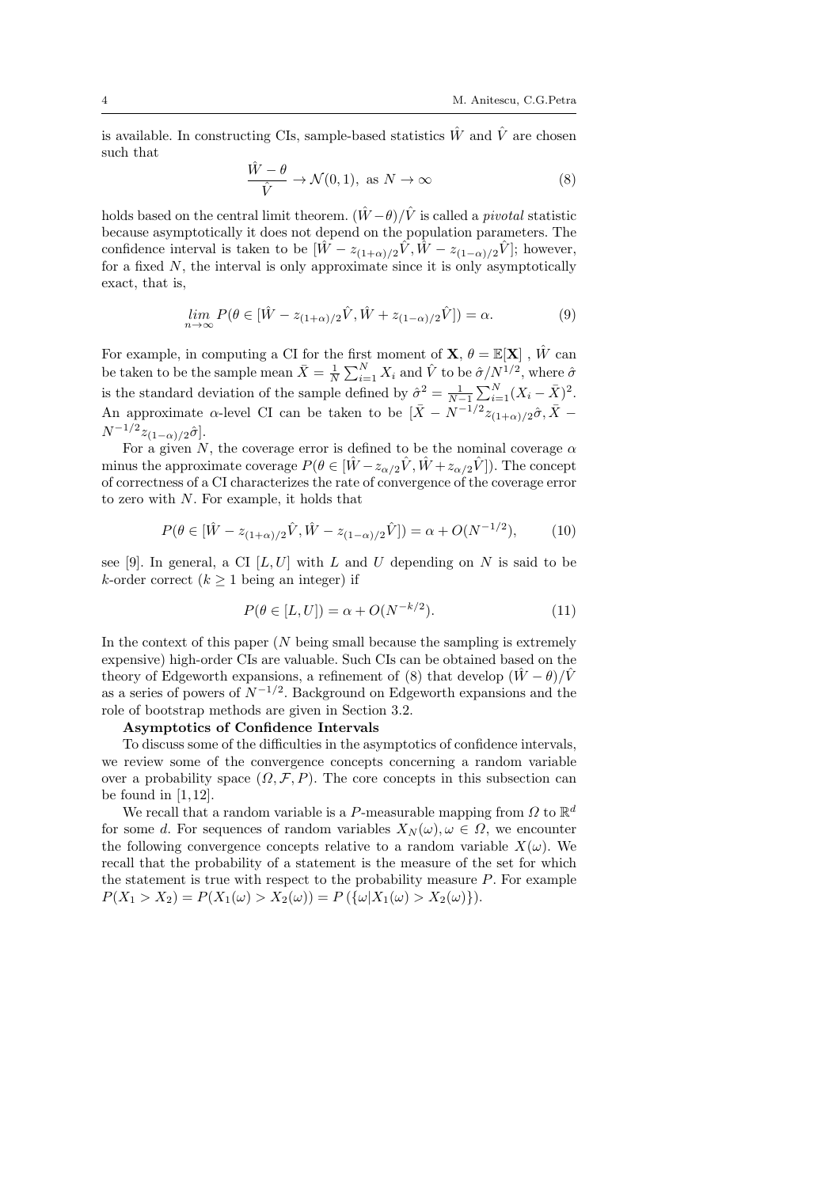is available. In constructing CIs, sample-based statistics $\hat{W}$ and $\hat{V}$ are chosen such that

$$\frac{\hat{W}-\theta}{\hat{V}} \rightarrow \mathcal{N}(0,1), \text{ as } N \rightarrow \infty \tag{8}$$

holds based on the central limit theorem. $(\hat{W}-\theta)/\hat{V}$ is called a *pivotal* statistic because asymptotically it does not depend on the population parameters. The confidence interval is taken to be $[\hat{W} - z_{(1+\alpha)/2}\hat{V}, \hat{W} - z_{(1-\alpha)/2}\hat{V}]$; however, for a fixed $N$, the interval is only approximate since it is only asymptotically exact, that is,

$$\lim_{n\rightarrow\infty} P(\theta \in [\hat{W} - z_{(1+\alpha)/2}\hat{V}, \hat{W} + z_{(1-\alpha)/2}\hat{V}]) = \alpha. \tag{9}$$

For example, in computing a CI for the first moment of $\mathbf{X}$, $\theta = \mathbb{E}[\mathbf{X}]$ , $\hat{W}$ can be taken to be the sample mean $\bar{X} = \frac{1}{N}\sum_{i=1}^{N} X_i$ and $\hat{V}$ to be $\hat{\sigma}/N^{1/2}$, where $\hat{\sigma}$ is the standard deviation of the sample defined by $\hat{\sigma}^2 = \frac{1}{N-1}\sum_{i=1}^{N}(X_i - \bar{X})^2$. An approximate $\alpha$-level CI can be taken to be $[\bar{X} - N^{-1/2}z_{(1+\alpha)/2}\hat{\sigma}, \bar{X} - N^{-1/2}z_{(1-\alpha)/2}\hat{\sigma}]$.

For a given $N$, the coverage error is defined to be the nominal coverage $\alpha$ minus the approximate coverage $P(\theta \in [\hat{W} - z_{\alpha/2}\hat{V}, \hat{W} + z_{\alpha/2}\hat{V}])$. The concept of correctness of a CI characterizes the rate of convergence of the coverage error to zero with $N$. For example, it holds that

$$P(\theta \in [\hat{W} - z_{(1+\alpha)/2}\hat{V}, \hat{W} - z_{(1-\alpha)/2}\hat{V}]) = \alpha + O(N^{-1/2}), \tag{10}$$

see [9]. In general, a CI $[L, U]$ with $L$ and $U$ depending on $N$ is said to be $k$-order correct ($k \geq 1$ being an integer) if

$$P(\theta \in [L, U]) = \alpha + O(N^{-k/2}). \tag{11}$$

In the context of this paper ($N$ being small because the sampling is extremely expensive) high-order CIs are valuable. Such CIs can be obtained based on the theory of Edgeworth expansions, a refinement of (8) that develop $(\hat{W}-\theta)/\hat{V}$ as a series of powers of $N^{-1/2}$. Background on Edgeworth expansions and the role of bootstrap methods are given in Section 3.2.

**Asymptotics of Confidence Intervals**

To discuss some of the difficulties in the asymptotics of confidence intervals, we review some of the convergence concepts concerning a random variable over a probability space $(\Omega, \mathcal{F}, P)$. The core concepts in this subsection can be found in [1,12].

We recall that a random variable is a $P$-measurable mapping from $\Omega$ to $\mathbb{R}^d$ for some $d$. For sequences of random variables $X_N(\omega), \omega \in \Omega$, we encounter the following convergence concepts relative to a random variable $X(\omega)$. We recall that the probability of a statement is the measure of the set for which the statement is true with respect to the probability measure $P$. For example $P(X_1 > X_2) = P(X_1(\omega) > X_2(\omega)) = P(\{\omega | X_1(\omega) > X_2(\omega)\})$.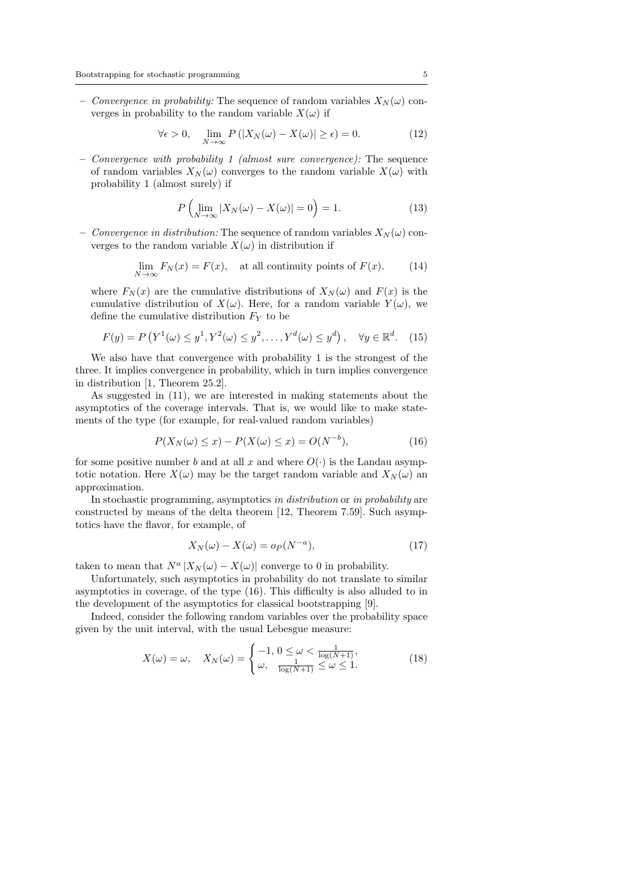- *Convergence in probability:* The sequence of random variables $X_N(\omega)$ converges in probability to the random variable $X(\omega)$ if

$$\forall \epsilon > 0, \quad \lim_{N\to\infty} P\left(|X_N(\omega) - X(\omega)| \geq \epsilon\right) = 0. \tag{12}$$

- *Convergence with probability 1 (almost sure convergence):* The sequence of random variables $X_N(\omega)$ converges to the random variable $X(\omega)$ with probability 1 (almost surely) if

$$P\left(\lim_{N\to\infty} |X_N(\omega) - X(\omega)| = 0\right) = 1. \tag{13}$$

- *Convergence in distribution:* The sequence of random variables $X_N(\omega)$ converges to the random variable $X(\omega)$ in distribution if

$$\lim_{N\to\infty} F_N(x) = F(x), \quad \text{at all continuity points of } F(x). \tag{14}$$

where $F_N(x)$ are the cumulative distributions of $X_N(\omega)$ and $F(x)$ is the cumulative distribution of $X(\omega)$. Here, for a random variable $Y(\omega)$, we define the cumulative distribution $F_Y$ to be

$$F(y) = P\left(Y^1(\omega) \leq y^1, Y^2(\omega) \leq y^2, \ldots, Y^d(\omega) \leq y^d\right), \quad \forall y \in \mathbb{R}^d. \tag{15}$$

We also have that convergence with probability 1 is the strongest of the three. It implies convergence in probability, which in turn implies convergence in distribution [1, Theorem 25.2].

As suggested in (11), we are interested in making statements about the asymptotics of the coverage intervals. That is, we would like to make statements of the type (for example, for real-valued random variables)

$$P(X_N(\omega) \leq x) - P(X(\omega) \leq x) = O(N^{-b}), \tag{16}$$

for some positive number $b$ and at all $x$ and where $O(\cdot)$ is the Landau asymptotic notation. Here $X(\omega)$ may be the target random variable and $X_N(\omega)$ an approximation.

In stochastic programming, asymptotics *in distribution* or *in probability* are constructed by means of the delta theorem [12, Theorem 7.59]. Such asymptotics have the flavor, for example, of

$$X_N(\omega) - X(\omega) = o_P(N^{-a}), \tag{17}$$

taken to mean that $N^a |X_N(\omega) - X(\omega)|$ converge to 0 in probability.

Unfortunately, such asymptotics in probability do not translate to similar asymptotics in coverage, of the type (16). This difficulty is also alluded to in the development of the asymptotics for classical bootstrapping [9].

Indeed, consider the following random variables over the probability space given by the unit interval, with the usual Lebesgue measure:

$$X(\omega) = \omega, \quad X_N(\omega) = \begin{cases} -1, \; 0 \leq \omega < \frac{1}{\log(N+1)}, \\ \omega, \;\; \frac{1}{\log(N+1)} \leq \omega \leq 1. \end{cases} \tag{18}$$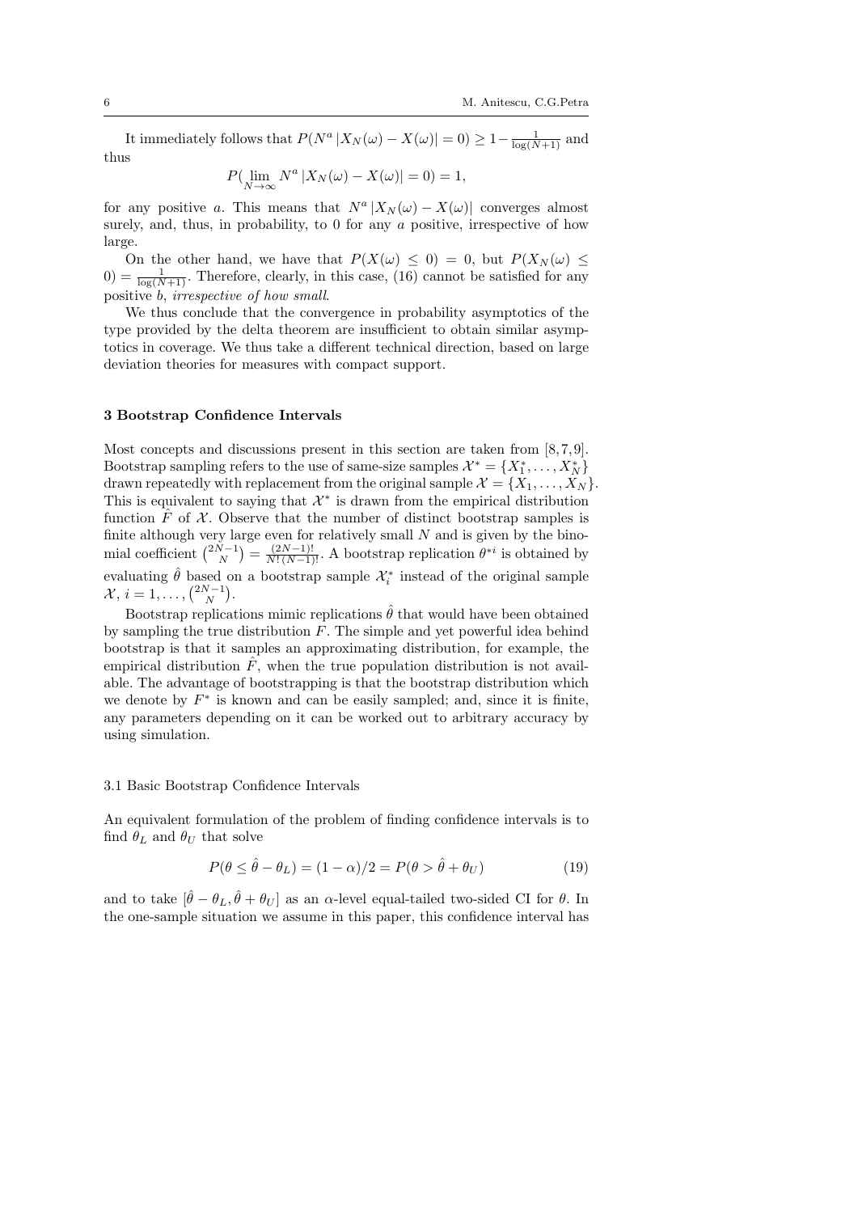It immediately follows that $P(N^a |X_N(\omega) - X(\omega)| = 0) \geq 1 - \frac{1}{\log(N+1)}$ and thus

$$P(\lim_{N\to\infty} N^a |X_N(\omega) - X(\omega)| = 0) = 1,$$

for any positive $a$. This means that $N^a |X_N(\omega) - X(\omega)|$ converges almost surely, and, thus, in probability, to 0 for any $a$ positive, irrespective of how large.

On the other hand, we have that $P(X(\omega) \leq 0) = 0$, but $P(X_N(\omega) \leq 0) = \frac{1}{\log(N+1)}$. Therefore, clearly, in this case, (16) cannot be satisfied for any positive $b$, *irrespective of how small*.

We thus conclude that the convergence in probability asymptotics of the type provided by the delta theorem are insufficient to obtain similar asymptotics in coverage. We thus take a different technical direction, based on large deviation theories for measures with compact support.

## 3 Bootstrap Confidence Intervals

Most concepts and discussions present in this section are taken from [8,7,9]. Bootstrap sampling refers to the use of same-size samples $\mathcal{X}^* = \{X_1^*, \ldots, X_N^*\}$ drawn repeatedly with replacement from the original sample $\mathcal{X} = \{X_1, \ldots, X_N\}$. This is equivalent to saying that $\mathcal{X}^*$ is drawn from the empirical distribution function $\hat{F}$ of $\mathcal{X}$. Observe that the number of distinct bootstrap samples is finite although very large even for relatively small $N$ and is given by the binomial coefficient $\binom{2N-1}{N} = \frac{(2N-1)!}{N!(N-1)!}$. A bootstrap replication $\theta^{*i}$ is obtained by evaluating $\hat{\theta}$ based on a bootstrap sample $\mathcal{X}_i^*$ instead of the original sample $\mathcal{X}$, $i = 1, \ldots, \binom{2N-1}{N}$.

Bootstrap replications mimic replications $\hat{\theta}$ that would have been obtained by sampling the true distribution $F$. The simple and yet powerful idea behind bootstrap is that it samples an approximating distribution, for example, the empirical distribution $\hat{F}$, when the true population distribution is not available. The advantage of bootstrapping is that the bootstrap distribution which we denote by $F^*$ is known and can be easily sampled; and, since it is finite, any parameters depending on it can be worked out to arbitrary accuracy by using simulation.

### 3.1 Basic Bootstrap Confidence Intervals

An equivalent formulation of the problem of finding confidence intervals is to find $\theta_L$ and $\theta_U$ that solve

$$P(\theta \leq \hat{\theta} - \theta_L) = (1 - \alpha)/2 = P(\theta > \hat{\theta} + \theta_U) \tag{19}$$

and to take $[\hat{\theta} - \theta_L, \hat{\theta} + \theta_U]$ as an $\alpha$-level equal-tailed two-sided CI for $\theta$. In the one-sample situation we assume in this paper, this confidence interval has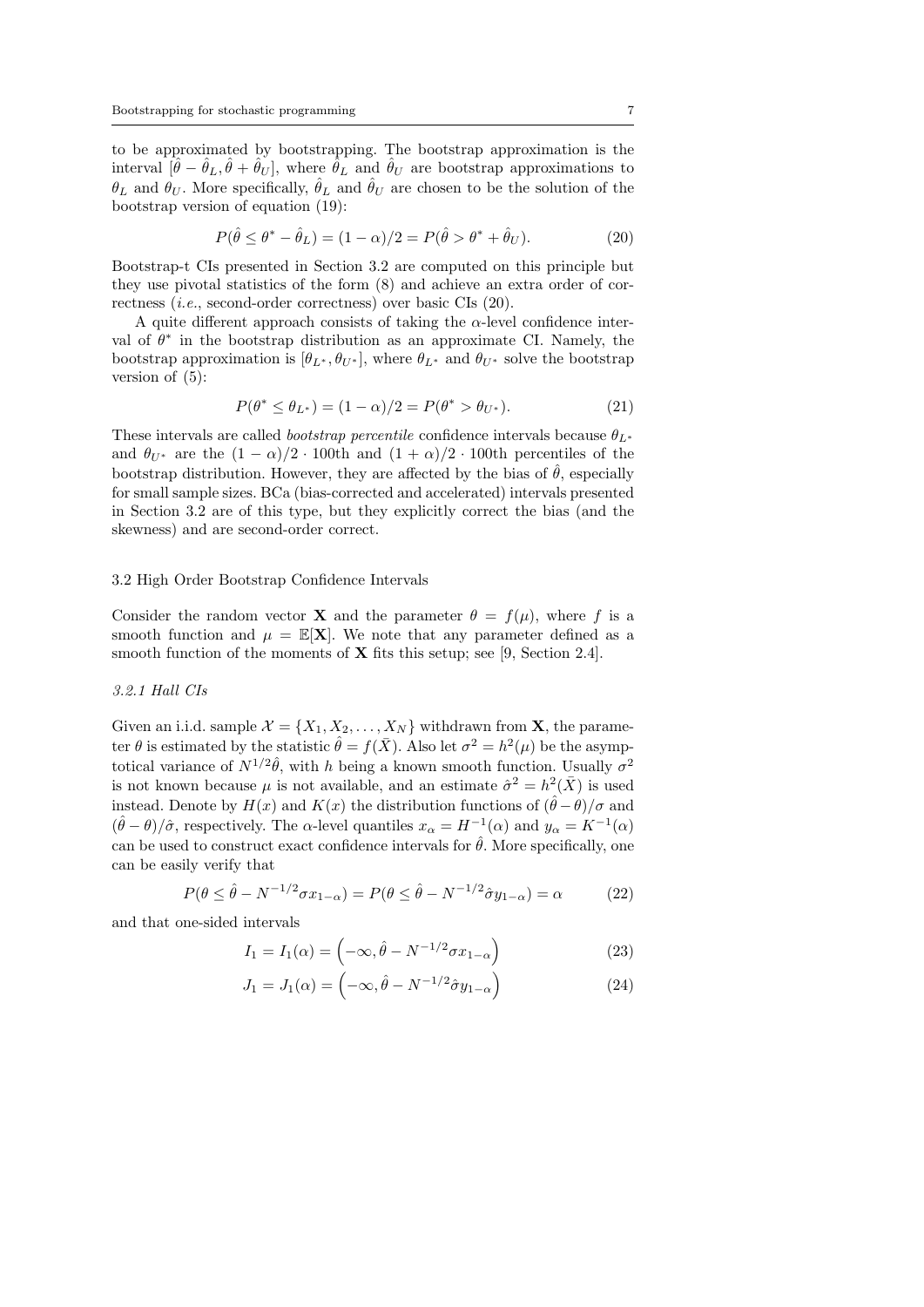to be approximated by bootstrapping. The bootstrap approximation is the interval $[\hat{\theta} - \hat{\theta}_L, \hat{\theta} + \hat{\theta}_U]$, where $\hat{\theta}_L$ and $\hat{\theta}_U$ are bootstrap approximations to $\theta_L$ and $\theta_U$. More specifically, $\hat{\theta}_L$ and $\hat{\theta}_U$ are chosen to be the solution of the bootstrap version of equation (19):

$$P(\hat{\theta} \leq \theta^* - \hat{\theta}_L) = (1-\alpha)/2 = P(\hat{\theta} > \theta^* + \hat{\theta}_U). \tag{20}$$

Bootstrap-t CIs presented in Section 3.2 are computed on this principle but they use pivotal statistics of the form (8) and achieve an extra order of correctness (*i.e.*, second-order correctness) over basic CIs (20).

A quite different approach consists of taking the $\alpha$-level confidence interval of $\theta^*$ in the bootstrap distribution as an approximate CI. Namely, the bootstrap approximation is $[\theta_{L^*}, \theta_{U^*}]$, where $\theta_{L^*}$ and $\theta_{U^*}$ solve the bootstrap version of (5):

$$P(\theta^* \leq \theta_{L^*}) = (1-\alpha)/2 = P(\theta^* > \theta_{U^*}). \tag{21}$$

These intervals are called *bootstrap percentile* confidence intervals because $\theta_{L^*}$ and $\theta_{U^*}$ are the $(1-\alpha)/2 \cdot 100$th and $(1+\alpha)/2 \cdot 100$th percentiles of the bootstrap distribution. However, they are affected by the bias of $\hat{\theta}$, especially for small sample sizes. BCa (bias-corrected and accelerated) intervals presented in Section 3.2 are of this type, but they explicitly correct the bias (and the skewness) and are second-order correct.

## 3.2 High Order Bootstrap Confidence Intervals

Consider the random vector $\mathbf{X}$ and the parameter $\theta = f(\mu)$, where $f$ is a smooth function and $\mu = \mathbb{E}[\mathbf{X}]$. We note that any parameter defined as a smooth function of the moments of $\mathbf{X}$ fits this setup; see [9, Section 2.4].

### *3.2.1 Hall CIs*

Given an i.i.d. sample $\mathcal{X} = \{X_1, X_2, \ldots, X_N\}$ withdrawn from $\mathbf{X}$, the parameter $\theta$ is estimated by the statistic $\hat{\theta} = f(\bar{X})$. Also let $\sigma^2 = h^2(\mu)$ be the asymptotical variance of $N^{1/2}\hat{\theta}$, with $h$ being a known smooth function. Usually $\sigma^2$ is not known because $\mu$ is not available, and an estimate $\hat{\sigma}^2 = h^2(\bar{X})$ is used instead. Denote by $H(x)$ and $K(x)$ the distribution functions of $(\hat{\theta} - \theta)/\sigma$ and $(\hat{\theta} - \theta)/\hat{\sigma}$, respectively. The $\alpha$-level quantiles $x_\alpha = H^{-1}(\alpha)$ and $y_\alpha = K^{-1}(\alpha)$ can be used to construct exact confidence intervals for $\hat{\theta}$. More specifically, one can be easily verify that

$$P(\theta \leq \hat{\theta} - N^{-1/2}\sigma x_{1-\alpha}) = P(\theta \leq \hat{\theta} - N^{-1/2}\hat{\sigma} y_{1-\alpha}) = \alpha \tag{22}$$

and that one-sided intervals

$$I_1 = I_1(\alpha) = \left(-\infty, \hat{\theta} - N^{-1/2}\sigma x_{1-\alpha}\right) \tag{23}$$

$$J_1 = J_1(\alpha) = \left(-\infty, \hat{\theta} - N^{-1/2}\hat{\sigma} y_{1-\alpha}\right) \tag{24}$$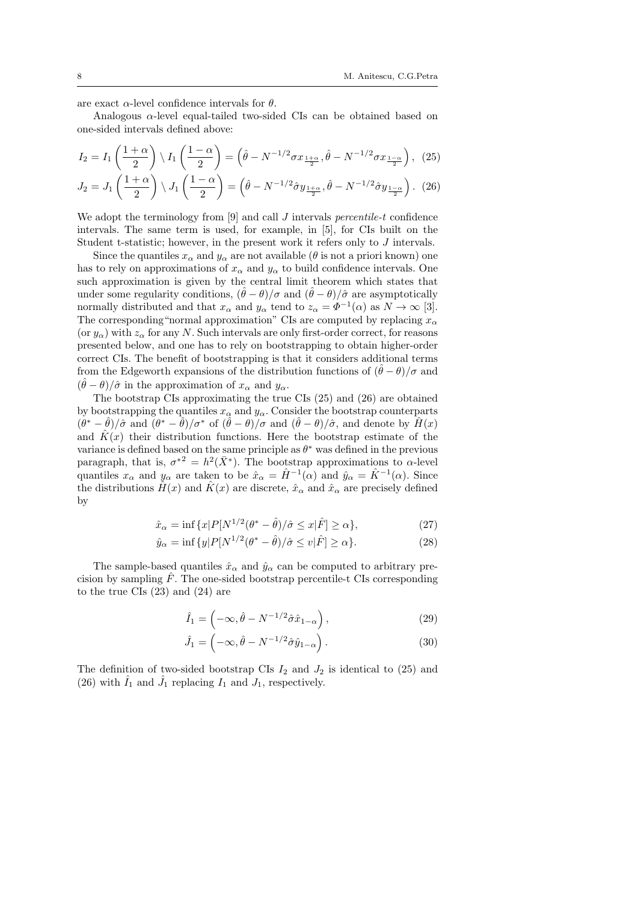are exact $\alpha$-level confidence intervals for $\theta$.

Analogous $\alpha$-level equal-tailed two-sided CIs can be obtained based on one-sided intervals defined above:

$$I_2 = I_1\left(\frac{1+\alpha}{2}\right) \setminus I_1\left(\frac{1-\alpha}{2}\right) = \left(\hat{\theta} - N^{-1/2}\sigma x_{\frac{1+\alpha}{2}}, \hat{\theta} - N^{-1/2}\sigma x_{\frac{1-\alpha}{2}}\right), \quad (25)$$

$$J_2 = J_1\left(\frac{1+\alpha}{2}\right) \setminus J_1\left(\frac{1-\alpha}{2}\right) = \left(\hat{\theta} - N^{-1/2}\hat{\sigma} y_{\frac{1+\alpha}{2}}, \hat{\theta} - N^{-1/2}\hat{\sigma} y_{\frac{1-\alpha}{2}}\right). \quad (26)$$

We adopt the terminology from [9] and call $J$ intervals *percentile-t* confidence intervals. The same term is used, for example, in [5], for CIs built on the Student t-statistic; however, in the present work it refers only to $J$ intervals.

Since the quantiles $x_\alpha$ and $y_\alpha$ are not available ($\theta$ is not a priori known) one has to rely on approximations of $x_\alpha$ and $y_\alpha$ to build confidence intervals. One such approximation is given by the central limit theorem which states that under some regularity conditions, $(\hat{\theta} - \theta)/\sigma$ and $(\hat{\theta} - \theta)/\hat{\sigma}$ are asymptotically normally distributed and that $x_\alpha$ and $y_\alpha$ tend to $z_\alpha = \Phi^{-1}(\alpha)$ as $N \to \infty$ [3]. The corresponding "normal approximation" CIs are computed by replacing $x_\alpha$ (or $y_\alpha$) with $z_\alpha$ for any $N$. Such intervals are only first-order correct, for reasons presented below, and one has to rely on bootstrapping to obtain higher-order correct CIs. The benefit of bootstrapping is that it considers additional terms from the Edgeworth expansions of the distribution functions of $(\hat{\theta} - \theta)/\sigma$ and $(\hat{\theta} - \theta)/\hat{\sigma}$ in the approximation of $x_\alpha$ and $y_\alpha$.

The bootstrap CIs approximating the true CIs (25) and (26) are obtained by bootstrapping the quantiles $x_\alpha$ and $y_\alpha$. Consider the bootstrap counterparts $(\theta^* - \hat{\theta})/\hat{\sigma}$ and $(\theta^* - \hat{\theta})/\sigma^*$ of $(\hat{\theta} - \theta)/\sigma$ and $(\hat{\theta} - \theta)/\hat{\sigma}$, and denote by $\hat{H}(x)$ and $\hat{K}(x)$ their distribution functions. Here the bootstrap estimate of the variance is defined based on the same principle as $\theta^*$ was defined in the previous paragraph, that is, $\sigma^{*2} = h^2(\bar{X}^*)$. The bootstrap approximations to $\alpha$-level quantiles $x_\alpha$ and $y_\alpha$ are taken to be $\hat{x}_\alpha = \hat{H}^{-1}(\alpha)$ and $\hat{y}_\alpha = \hat{K}^{-1}(\alpha)$. Since the distributions $\hat{H}(x)$ and $\hat{K}(x)$ are discrete, $\hat{x}_\alpha$ and $\hat{x}_\alpha$ are precisely defined by

$$\hat{x}_\alpha = \inf\{x | P[N^{1/2}(\theta^* - \hat{\theta})/\hat{\sigma} \leq x | \hat{F}] \geq \alpha\}, \quad (27)$$

$$\hat{y}_\alpha = \inf\{y | P[N^{1/2}(\theta^* - \hat{\theta})/\hat{\sigma} \leq v | \hat{F}] \geq \alpha\}. \quad (28)$$

The sample-based quantiles $\hat{x}_\alpha$ and $\hat{y}_\alpha$ can be computed to arbitrary precision by sampling $\hat{F}$. The one-sided bootstrap percentile-t CIs corresponding to the true CIs (23) and (24) are

$$\hat{I}_1 = \left(-\infty, \hat{\theta} - N^{-1/2}\hat{\sigma}\hat{x}_{1-\alpha}\right), \quad (29)$$

$$\hat{J}_1 = \left(-\infty, \hat{\theta} - N^{-1/2}\hat{\sigma}\hat{y}_{1-\alpha}\right). \quad (30)$$

The definition of two-sided bootstrap CIs $I_2$ and $J_2$ is identical to (25) and (26) with $\hat{I}_1$ and $\hat{J}_1$ replacing $I_1$ and $J_1$, respectively.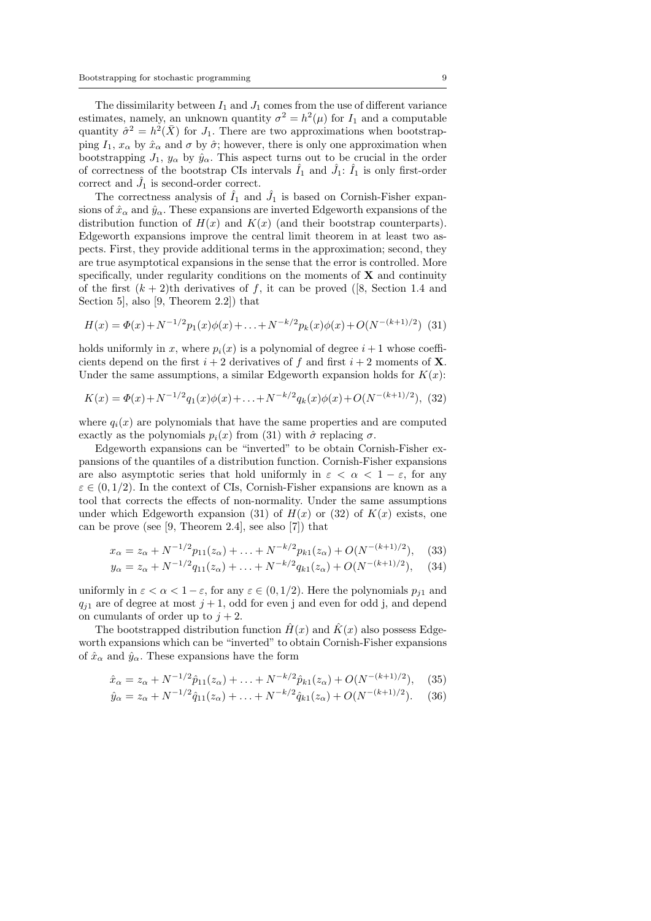The dissimilarity between $I_1$ and $J_1$ comes from the use of different variance estimates, namely, an unknown quantity $\sigma^2 = h^2(\mu)$ for $I_1$ and a computable quantity $\hat{\sigma}^2 = h^2(\bar{X})$ for $J_1$. There are two approximations when bootstrapping $I_1$, $x_\alpha$ by $\hat{x}_\alpha$ and $\sigma$ by $\hat{\sigma}$; however, there is only one approximation when bootstrapping $J_1$, $y_\alpha$ by $\hat{y}_\alpha$. This aspect turns out to be crucial in the order of correctness of the bootstrap CIs intervals $\hat{I}_1$ and $\hat{J}_1$: $\hat{I}_1$ is only first-order correct and $\hat{J}_1$ is second-order correct.

The correctness analysis of $\hat{I}_1$ and $\hat{J}_1$ is based on Cornish-Fisher expansions of $\hat{x}_\alpha$ and $\hat{y}_\alpha$. These expansions are inverted Edgeworth expansions of the distribution function of $H(x)$ and $K(x)$ (and their bootstrap counterparts). Edgeworth expansions improve the central limit theorem in at least two aspects. First, they provide additional terms in the approximation; second, they are true asymptotical expansions in the sense that the error is controlled. More specifically, under regularity conditions on the moments of $\mathbf{X}$ and continuity of the first $(k+2)$th derivatives of $f$, it can be proved ([8, Section 1.4 and Section 5], also [9, Theorem 2.2]) that

$$H(x) = \Phi(x) + N^{-1/2} p_1(x)\phi(x) + \ldots + N^{-k/2} p_k(x)\phi(x) + O(N^{-(k+1)/2}) \quad (31)$$

holds uniformly in $x$, where $p_i(x)$ is a polynomial of degree $i+1$ whose coefficients depend on the first $i+2$ derivatives of $f$ and first $i+2$ moments of $\mathbf{X}$. Under the same assumptions, a similar Edgeworth expansion holds for $K(x)$:

$$K(x) = \Phi(x) + N^{-1/2} q_1(x)\phi(x) + \ldots + N^{-k/2} q_k(x)\phi(x) + O(N^{-(k+1)/2}), \quad (32)$$

where $q_i(x)$ are polynomials that have the same properties and are computed exactly as the polynomials $p_i(x)$ from (31) with $\hat{\sigma}$ replacing $\sigma$.

Edgeworth expansions can be "inverted" to be obtain Cornish-Fisher expansions of the quantiles of a distribution function. Cornish-Fisher expansions are also asymptotic series that hold uniformly in $\varepsilon < \alpha < 1-\varepsilon$, for any $\varepsilon \in (0, 1/2)$. In the context of CIs, Cornish-Fisher expansions are known as a tool that corrects the effects of non-normality. Under the same assumptions under which Edgeworth expansion (31) of $H(x)$ or (32) of $K(x)$ exists, one can be prove (see [9, Theorem 2.4], see also [7]) that

$$x_\alpha = z_\alpha + N^{-1/2} p_{11}(z_\alpha) + \ldots + N^{-k/2} p_{k1}(z_\alpha) + O(N^{-(k+1)/2}), \quad (33)$$

$$y_\alpha = z_\alpha + N^{-1/2} q_{11}(z_\alpha) + \ldots + N^{-k/2} q_{k1}(z_\alpha) + O(N^{-(k+1)/2}), \quad (34)$$

uniformly in $\varepsilon < \alpha < 1-\varepsilon$, for any $\varepsilon \in (0, 1/2)$. Here the polynomials $p_{j1}$ and $q_{j1}$ are of degree at most $j+1$, odd for even j and even for odd j, and depend on cumulants of order up to $j+2$.

The bootstrapped distribution function $\hat{H}(x)$ and $\hat{K}(x)$ also possess Edgeworth expansions which can be "inverted" to obtain Cornish-Fisher expansions of $\hat{x}_\alpha$ and $\hat{y}_\alpha$. These expansions have the form

$$\hat{x}_\alpha = z_\alpha + N^{-1/2} \hat{p}_{11}(z_\alpha) + \ldots + N^{-k/2} \hat{p}_{k1}(z_\alpha) + O(N^{-(k+1)/2}), \quad (35)$$

$$\hat{y}_\alpha = z_\alpha + N^{-1/2} \hat{q}_{11}(z_\alpha) + \ldots + N^{-k/2} \hat{q}_{k1}(z_\alpha) + O(N^{-(k+1)/2}). \quad (36)$$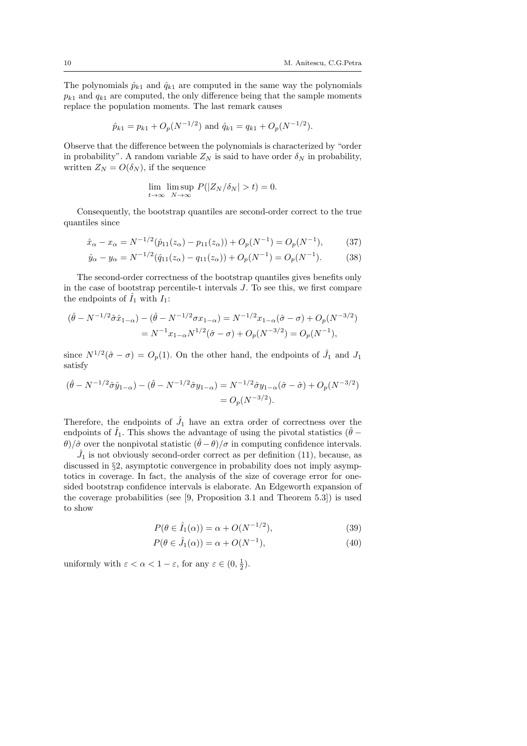The polynomials $\hat{p}_{k1}$ and $\hat{q}_{k1}$ are computed in the same way the polynomials $p_{k1}$ and $q_{k1}$ are computed, the only difference being that the sample moments replace the population moments. The last remark causes

$$\hat{p}_{k1} = p_{k1} + O_p(N^{-1/2}) \text{ and } \hat{q}_{k1} = q_{k1} + O_p(N^{-1/2}).$$

Observe that the difference between the polynomials is characterized by "order in probability". A random variable $Z_N$ is said to have order $\delta_N$ in probability, written $Z_N = O(\delta_N)$, if the sequence

$$\lim_{t\to\infty} \limsup_{N\to\infty} P(|Z_N/\delta_N| > t) = 0.$$

Consequently, the bootstrap quantiles are second-order correct to the true quantiles since

$$\hat{x}_\alpha - x_\alpha = N^{-1/2}(\hat{p}_{11}(z_\alpha) - p_{11}(z_\alpha)) + O_p(N^{-1}) = O_p(N^{-1}), \tag{37}$$

$$\hat{y}_\alpha - y_\alpha = N^{-1/2}(\hat{q}_{11}(z_\alpha) - q_{11}(z_\alpha)) + O_p(N^{-1}) = O_p(N^{-1}). \tag{38}$$

The second-order correctness of the bootstrap quantiles gives benefits only in the case of bootstrap percentile-t intervals $J$. To see this, we first compare the endpoints of $\hat{I}_1$ with $I_1$:

$$\begin{aligned}(\hat{\theta} - N^{-1/2}\hat{\sigma}\hat{x}_{1-\alpha}) - (\hat{\theta} - N^{-1/2}\sigma x_{1-\alpha}) &= N^{-1/2}x_{1-\alpha}(\hat{\sigma} - \sigma) + O_p(N^{-3/2}) \\ &= N^{-1}x_{1-\alpha}N^{1/2}(\hat{\sigma} - \sigma) + O_p(N^{-3/2}) = O_p(N^{-1}),\end{aligned}$$

since $N^{1/2}(\hat{\sigma} - \sigma) = O_p(1)$. On the other hand, the endpoints of $\hat{J}_1$ and $J_1$ satisfy

$$\begin{aligned}(\hat{\theta} - N^{-1/2}\hat{\sigma}\hat{y}_{1-\alpha}) - (\hat{\theta} - N^{-1/2}\hat{\sigma}y_{1-\alpha}) &= N^{-1/2}\hat{\sigma}y_{1-\alpha}(\hat{\sigma} - \hat{\sigma}) + O_p(N^{-3/2}) \\ &= O_p(N^{-3/2}).\end{aligned}$$

Therefore, the endpoints of $\hat{J}_1$ have an extra order of correctness over the endpoints of $\hat{I}_1$. This shows the advantage of using the pivotal statistics $(\hat{\theta} - \theta)/\hat{\sigma}$ over the nonpivotal statistic $(\hat{\theta} - \theta)/\sigma$ in computing confidence intervals.

$\hat{J}_1$ is not obviously second-order correct as per definition (11), because, as discussed in §2, asymptotic convergence in probability does not imply asymptotics in coverage. In fact, the analysis of the size of coverage error for one-sided bootstrap confidence intervals is elaborate. An Edgeworth expansion of the coverage probabilities (see [9, Proposition 3.1 and Theorem 5.3]) is used to show

$$P(\theta \in \hat{I}_1(\alpha)) = \alpha + O(N^{-1/2}), \tag{39}$$

$$P(\theta \in \hat{J}_1(\alpha)) = \alpha + O(N^{-1}), \tag{40}$$

uniformly with $\varepsilon < \alpha < 1 - \varepsilon$, for any $\varepsilon \in (0, \frac{1}{2})$.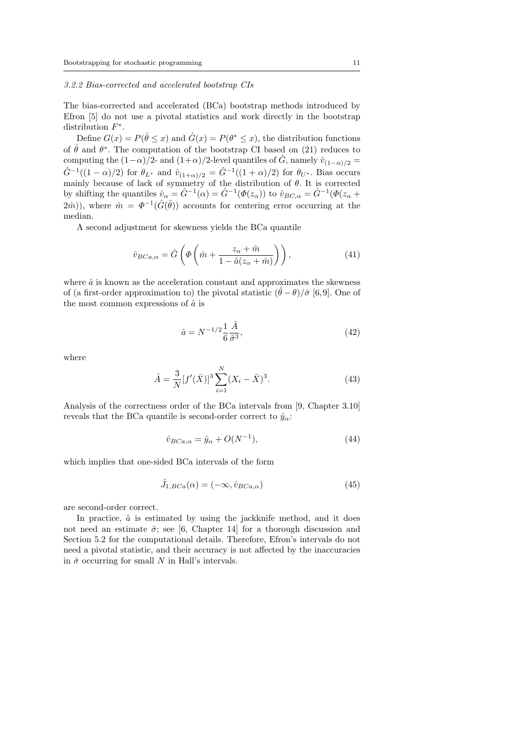### 3.2.2 Bias-corrected and accelerated bootstrap CIs

The bias-corrected and accelerated (BCa) bootstrap methods introduced by Efron [5] do not use a pivotal statistics and work directly in the bootstrap distribution $F^*$.

Define $G(x) = P(\hat{\theta} \leq x)$ and $\hat{G}(x) = P(\theta^* \leq x)$, the distribution functions of $\hat{\theta}$ and $\theta^*$. The computation of the bootstrap CI based on (21) reduces to computing the $(1-\alpha)/2$- and $(1+\alpha)/2$-level quantiles of $\hat{G}$, namely $\hat{v}_{(1-\alpha)/2} = \hat{G}^{-1}((1-\alpha)/2)$ for $\theta_{L^*}$ and $\hat{v}_{(1+\alpha)/2} = \hat{G}^{-1}((1+\alpha)/2)$ for $\theta_{U^*}$. Bias occurs mainly because of lack of symmetry of the distribution of $\theta$. It is corrected by shifting the quantiles $\hat{v}_\alpha = \hat{G}^{-1}(\alpha) = \hat{G}^{-1}(\Phi(z_\alpha))$ to $\hat{v}_{BC,\alpha} = \hat{G}^{-1}(\Phi(z_\alpha + 2\hat{m}))$, where $\hat{m} = \Phi^{-1}(\hat{G}(\hat{\theta}))$ accounts for centering error occurring at the median.

A second adjustment for skewness yields the BCa quantile

$$\hat{v}_{BCa,\alpha} = \hat{G}\left(\Phi\left(\hat{m} + \frac{z_\alpha + \hat{m}}{1 - \hat{a}(z_\alpha + \hat{m})}\right)\right), \tag{41}$$

where $\hat{a}$ is known as the acceleration constant and approximates the skewness of (a first-order approximation to) the pivotal statistic $(\hat{\theta} - \theta)/\hat{\sigma}$ [6,9]. One of the most common expressions of $\hat{a}$ is

$$\hat{a} = N^{-1/2} \frac{1}{6} \frac{\hat{A}}{\hat{\sigma}^3}, \tag{42}$$

where

$$\hat{A} = \frac{3}{N} [f'(\bar{X})]^3 \sum_{i=1}^{N} (X_i - \bar{X})^3. \tag{43}$$

Analysis of the correctness order of the BCa intervals from [9, Chapter 3.10] reveals that the BCa quantile is second-order correct to $\hat{y}_\alpha$:

$$\hat{v}_{BCa,\alpha} = \hat{y}_\alpha + O(N^{-1}), \tag{44}$$

which implies that one-sided BCa intervals of the form

$$\hat{J}_{1,BCa}(\alpha) = (-\infty, \hat{v}_{BCa,\alpha}) \tag{45}$$

are second-order correct.

In practice, $\hat{a}$ is estimated by using the jackknife method, and it does not need an estimate $\hat{\sigma}$; see [6, Chapter 14] for a thorough discussion and Section 5.2 for the computational details. Therefore, Efron's intervals do not need a pivotal statistic, and their accuracy is not affected by the inaccuracies in $\hat{\sigma}$ occurring for small $N$ in Hall's intervals.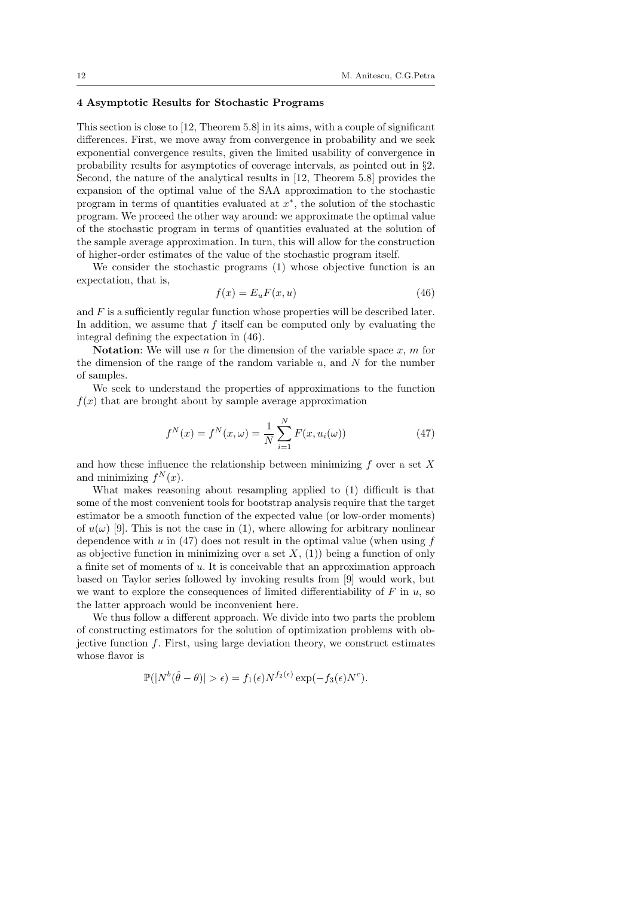## 4 Asymptotic Results for Stochastic Programs

This section is close to [12, Theorem 5.8] in its aims, with a couple of significant differences. First, we move away from convergence in probability and we seek exponential convergence results, given the limited usability of convergence in probability results for asymptotics of coverage intervals, as pointed out in §2. Second, the nature of the analytical results in [12, Theorem 5.8] provides the expansion of the optimal value of the SAA approximation to the stochastic program in terms of quantities evaluated at $x^*$, the solution of the stochastic program. We proceed the other way around: we approximate the optimal value of the stochastic program in terms of quantities evaluated at the solution of the sample average approximation. In turn, this will allow for the construction of higher-order estimates of the value of the stochastic program itself.

We consider the stochastic programs (1) whose objective function is an expectation, that is,

$$f(x) = E_u F(x, u) \tag{46}$$

and $F$ is a sufficiently regular function whose properties will be described later. In addition, we assume that $f$ itself can be computed only by evaluating the integral defining the expectation in (46).

**Notation**: We will use $n$ for the dimension of the variable space $x$, $m$ for the dimension of the range of the random variable $u$, and $N$ for the number of samples.

We seek to understand the properties of approximations to the function $f(x)$ that are brought about by sample average approximation

$$f^N(x) = f^N(x, \omega) = \frac{1}{N} \sum_{i=1}^{N} F(x, u_i(\omega)) \tag{47}$$

and how these influence the relationship between minimizing $f$ over a set $X$ and minimizing $f^N(x)$.

What makes reasoning about resampling applied to (1) difficult is that some of the most convenient tools for bootstrap analysis require that the target estimator be a smooth function of the expected value (or low-order moments) of $u(\omega)$ [9]. This is not the case in (1), where allowing for arbitrary nonlinear dependence with $u$ in (47) does not result in the optimal value (when using $f$ as objective function in minimizing over a set $X$, (1)) being a function of only a finite set of moments of $u$. It is conceivable that an approximation approach based on Taylor series followed by invoking results from [9] would work, but we want to explore the consequences of limited differentiability of $F$ in $u$, so the latter approach would be inconvenient here.

We thus follow a different approach. We divide into two parts the problem of constructing estimators for the solution of optimization problems with objective function $f$. First, using large deviation theory, we construct estimates whose flavor is

$$\mathbb{P}(|N^b(\hat{\theta} - \theta)| > \epsilon) = f_1(\epsilon) N^{f_2(\epsilon)} \exp(-f_3(\epsilon) N^c).$$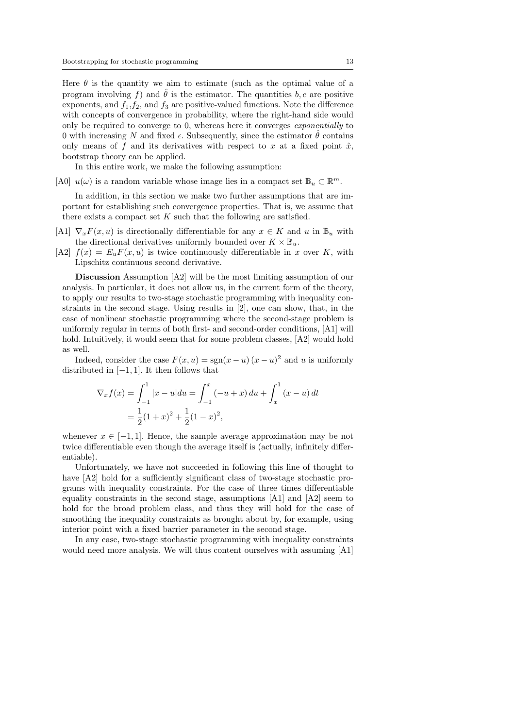Here $\theta$ is the quantity we aim to estimate (such as the optimal value of a program involving $f$) and $\hat{\theta}$ is the estimator. The quantities $b, c$ are positive exponents, and $f_1, f_2$, and $f_3$ are positive-valued functions. Note the difference with concepts of convergence in probability, where the right-hand side would only be required to converge to 0, whereas here it converges *exponentially* to 0 with increasing $N$ and fixed $\epsilon$. Subsequently, since the estimator $\hat{\theta}$ contains only means of $f$ and its derivatives with respect to $x$ at a fixed point $\hat{x}$, bootstrap theory can be applied.

In this entire work, we make the following assumption:

[A0] $u(\omega)$ is a random variable whose image lies in a compact set $\mathbb{B}_u \subset \mathbb{R}^m$.

In addition, in this section we make two further assumptions that are important for establishing such convergence properties. That is, we assume that there exists a compact set $K$ such that the following are satisfied.

[A1] $\nabla_x F(x, u)$ is directionally differentiable for any $x \in K$ and $u$ in $\mathbb{B}_u$ with the directional derivatives uniformly bounded over $K \times \mathbb{B}_u$.

[A2] $f(x) = E_u F(x, u)$ is twice continuously differentiable in $x$ over $K$, with Lipschitz continuous second derivative.

**Discussion** Assumption [A2] will be the most limiting assumption of our analysis. In particular, it does not allow us, in the current form of the theory, to apply our results to two-stage stochastic programming with inequality constraints in the second stage. Using results in [2], one can show, that, in the case of nonlinear stochastic programming where the second-stage problem is uniformly regular in terms of both first- and second-order conditions, [A1] will hold. Intuitively, it would seem that for some problem classes, [A2] would hold as well.

Indeed, consider the case $F(x, u) = \operatorname{sgn}(x - u)\,(x - u)^2$ and $u$ is uniformly distributed in $[-1, 1]$. It then follows that

$$
\begin{aligned}
\nabla_x f(x) &= \int_{-1}^{1} |x - u| du = \int_{-1}^{x} (-u + x)\, du + \int_{x}^{1} (x - u)\, dt \\
&= \frac{1}{2}(1 + x)^2 + \frac{1}{2}(1 - x)^2,
\end{aligned}
$$

whenever $x \in [-1, 1]$. Hence, the sample average approximation may be not twice differentiable even though the average itself is (actually, infinitely differentiable).

Unfortunately, we have not succeeded in following this line of thought to have [A2] hold for a sufficiently significant class of two-stage stochastic programs with inequality constraints. For the case of three times differentiable equality constraints in the second stage, assumptions [A1] and [A2] seem to hold for the broad problem class, and thus they will hold for the case of smoothing the inequality constraints as brought about by, for example, using interior point with a fixed barrier parameter in the second stage.

In any case, two-stage stochastic programming with inequality constraints would need more analysis. We will thus content ourselves with assuming [A1]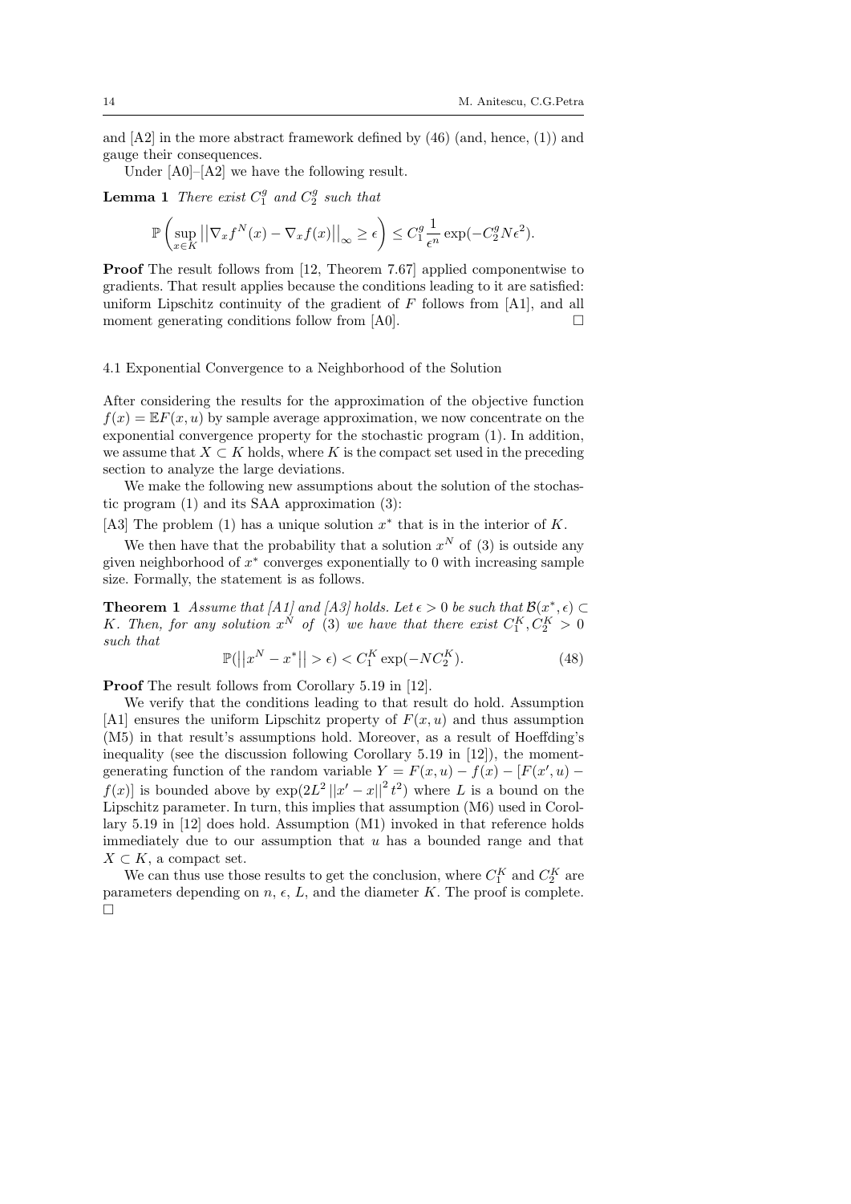and [A2] in the more abstract framework defined by (46) (and, hence, (1)) and gauge their consequences.

Under [A0]–[A2] we have the following result.

**Lemma 1** *There exist $C_1^g$ and $C_2^g$ such that*

$$\mathbb{P}\left(\sup_{x\in K}\left|\left|\nabla_x f^N(x) - \nabla_x f(x)\right|\right|_\infty \geq \epsilon\right) \leq C_1^g \frac{1}{\epsilon^n}\exp(-C_2^g N\epsilon^2).$$

**Proof** The result follows from [12, Theorem 7.67] applied componentwise to gradients. That result applies because the conditions leading to it are satisfied: uniform Lipschitz continuity of the gradient of $F$ follows from [A1], and all moment generating conditions follow from [A0]. $\square$

### 4.1 Exponential Convergence to a Neighborhood of the Solution

After considering the results for the approximation of the objective function $f(x) = \mathbb{E}F(x,u)$ by sample average approximation, we now concentrate on the exponential convergence property for the stochastic program (1). In addition, we assume that $X \subset K$ holds, where $K$ is the compact set used in the preceding section to analyze the large deviations.

We make the following new assumptions about the solution of the stochastic program (1) and its SAA approximation (3):

[A3] The problem (1) has a unique solution $x^*$ that is in the interior of $K$.

We then have that the probability that a solution $x^N$ of (3) is outside any given neighborhood of $x^*$ converges exponentially to 0 with increasing sample size. Formally, the statement is as follows.

**Theorem 1** *Assume that [A1] and [A3] holds. Let $\epsilon > 0$ be such that $\mathcal{B}(x^*, \epsilon) \subset K$. Then, for any solution $x^N$ of (3) we have that there exist $C_1^K, C_2^K > 0$ such that*

$$\mathbb{P}(\left|\left|x^N - x^*\right|\right| > \epsilon) < C_1^K \exp(-NC_2^K). \tag{48}$$

**Proof** The result follows from Corollary 5.19 in [12].

We verify that the conditions leading to that result do hold. Assumption [A1] ensures the uniform Lipschitz property of $F(x,u)$ and thus assumption (M5) in that result's assumptions hold. Moreover, as a result of Hoeffding's inequality (see the discussion following Corollary 5.19 in [12]), the moment-generating function of the random variable $Y = F(x,u) - f(x) - [F(x',u) - f(x)]$ is bounded above by $\exp(2L^2\left|\left|x' - x\right|\right|^2 t^2)$ where $L$ is a bound on the Lipschitz parameter. In turn, this implies that assumption (M6) used in Corollary 5.19 in [12] does hold. Assumption (M1) invoked in that reference holds immediately due to our assumption that $u$ has a bounded range and that $X \subset K$, a compact set.

We can thus use those results to get the conclusion, where $C_1^K$ and $C_2^K$ are parameters depending on $n$, $\epsilon$, $L$, and the diameter $K$. The proof is complete. $\square$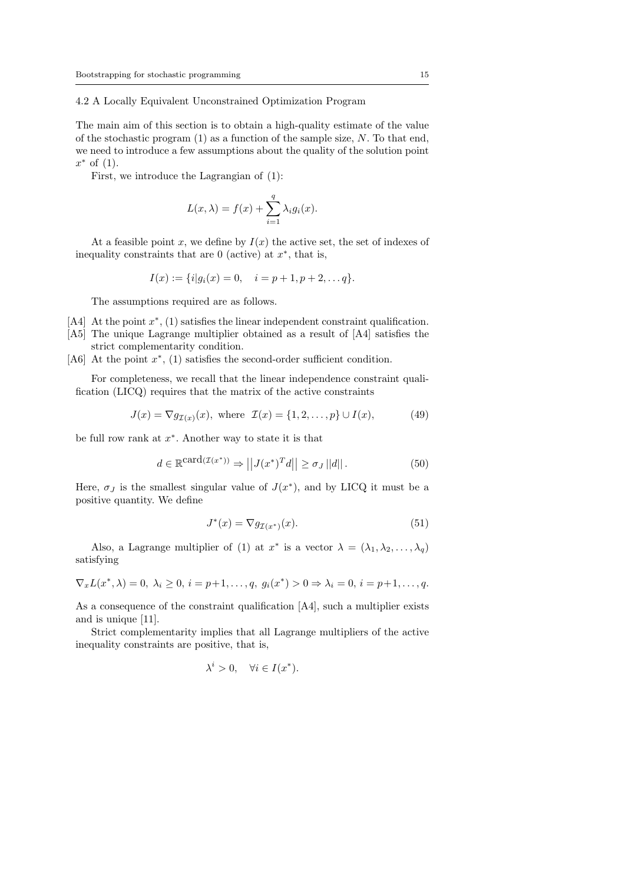### 4.2 A Locally Equivalent Unconstrained Optimization Program

The main aim of this section is to obtain a high-quality estimate of the value of the stochastic program (1) as a function of the sample size, $N$. To that end, we need to introduce a few assumptions about the quality of the solution point $x^*$ of (1).

First, we introduce the Lagrangian of (1):

$$L(x, \lambda) = f(x) + \sum_{i=1}^{q} \lambda_i g_i(x).$$

At a feasible point $x$, we define by $I(x)$ the active set, the set of indexes of inequality constraints that are 0 (active) at $x^*$, that is,

$$I(x) := \{i | g_i(x) = 0, \quad i = p+1, p+2, \dots q\}.$$

The assumptions required are as follows.

[A4] At the point $x^*$, (1) satisfies the linear independent constraint qualification.
[A5] The unique Lagrange multiplier obtained as a result of [A4] satisfies the strict complementarity condition.
[A6] At the point $x^*$, (1) satisfies the second-order sufficient condition.

For completeness, we recall that the linear independence constraint qualification (LICQ) requires that the matrix of the active constraints

$$J(x) = \nabla g_{\mathcal{I}(x)}(x), \text{ where } \mathcal{I}(x) = \{1, 2, \dots, p\} \cup I(x), \tag{49}$$

be full row rank at $x^*$. Another way to state it is that

$$d \in \mathbb{R}^{\text{card}(\mathcal{I}(x^*))} \Rightarrow \left|\left| J(x^*)^T d \right|\right| \geq \sigma_J \left|\left| d \right|\right|. \tag{50}$$

Here, $\sigma_J$ is the smallest singular value of $J(x^*)$, and by LICQ it must be a positive quantity. We define

$$J^*(x) = \nabla g_{\mathcal{I}(x^*)}(x). \tag{51}$$

Also, a Lagrange multiplier of (1) at $x^*$ is a vector $\lambda = (\lambda_1, \lambda_2, \dots, \lambda_q)$ satisfying

$$\nabla_x L(x^*, \lambda) = 0, \; \lambda_i \geq 0, \; i = p+1, \dots, q, \; g_i(x^*) > 0 \Rightarrow \lambda_i = 0, \; i = p+1, \dots, q.$$

As a consequence of the constraint qualification [A4], such a multiplier exists and is unique [11].

Strict complementarity implies that all Lagrange multipliers of the active inequality constraints are positive, that is,

$$\lambda^i > 0, \quad \forall i \in I(x^*).$$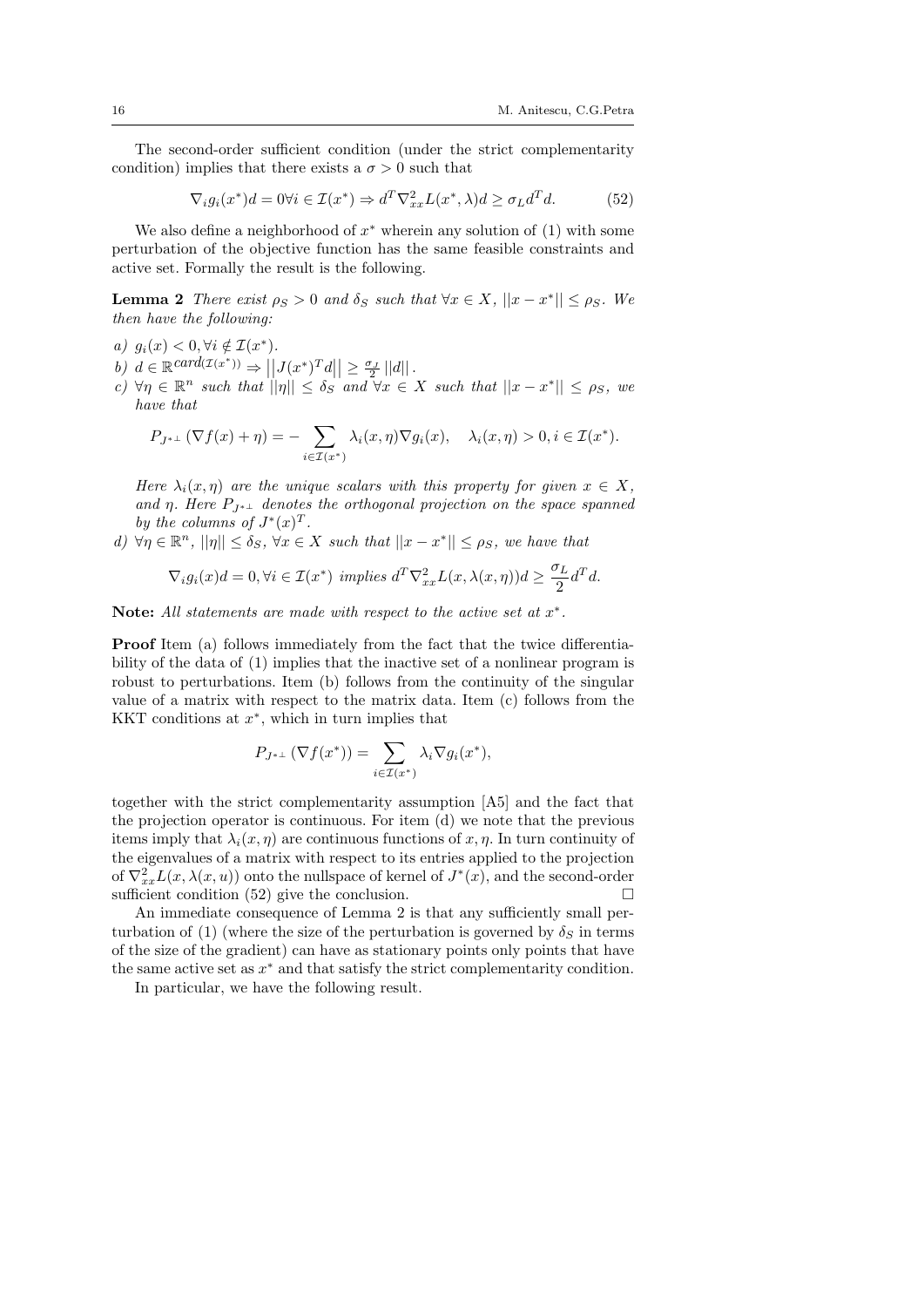The second-order sufficient condition (under the strict complementarity condition) implies that there exists a $\sigma > 0$ such that

$$\nabla_i g_i(x^*) d = 0 \forall i \in \mathcal{I}(x^*) \Rightarrow d^T \nabla^2_{xx} L(x^*, \lambda) d \geq \sigma_L d^T d. \tag{52}$$

We also define a neighborhood of $x^*$ wherein any solution of (1) with some perturbation of the objective function has the same feasible constraints and active set. Formally the result is the following.

**Lemma 2** *There exist $\rho_S > 0$ and $\delta_S$ such that $\forall x \in X$, $||x - x^*|| \leq \rho_S$. We then have the following:*

*a)* $g_i(x) < 0, \forall i \notin \mathcal{I}(x^*)$.

*b)* $d \in \mathbb{R}^{card(\mathcal{I}(x^*))} \Rightarrow \left|\left| J(x^*)^T d \right|\right| \geq \frac{\sigma_J}{2} ||d||$.

*c)* $\forall \eta \in \mathbb{R}^n$ *such that* $||\eta|| \leq \delta_S$ *and* $\forall x \in X$ *such that* $||x - x^*|| \leq \rho_S$*, we have that*

$$P_{J^{*\perp}} \left( \nabla f(x) + \eta \right) = - \sum_{i \in \mathcal{I}(x^*)} \lambda_i(x, \eta) \nabla g_i(x), \quad \lambda_i(x, \eta) > 0, i \in \mathcal{I}(x^*).$$

*Here $\lambda_i(x, \eta)$ are the unique scalars with this property for given $x \in X$, and $\eta$. Here $P_{J^{*\perp}}$ denotes the orthogonal projection on the space spanned by the columns of $J^*(x)^T$.*

*d)* $\forall \eta \in \mathbb{R}^n$, $||\eta|| \leq \delta_S$, $\forall x \in X$ *such that* $||x - x^*|| \leq \rho_S$*, we have that*

$$\nabla_i g_i(x) d = 0, \forall i \in \mathcal{I}(x^*) \text{ implies } d^T \nabla^2_{xx} L(x, \lambda(x, \eta)) d \geq \frac{\sigma_L}{2} d^T d.$$

**Note:** *All statements are made with respect to the active set at $x^*$.*

**Proof** Item (a) follows immediately from the fact that the twice differentiability of the data of (1) implies that the inactive set of a nonlinear program is robust to perturbations. Item (b) follows from the continuity of the singular value of a matrix with respect to the matrix data. Item (c) follows from the KKT conditions at $x^*$, which in turn implies that

$$P_{J^{*\perp}} \left( \nabla f(x^*) \right) = \sum_{i \in \mathcal{I}(x^*)} \lambda_i \nabla g_i(x^*),$$

together with the strict complementarity assumption [A5] and the fact that the projection operator is continuous. For item (d) we note that the previous items imply that $\lambda_i(x, \eta)$ are continuous functions of $x, \eta$. In turn continuity of the eigenvalues of a matrix with respect to its entries applied to the projection of $\nabla^2_{xx} L(x, \lambda(x, u))$ onto the nullspace of kernel of $J^*(x)$, and the second-order sufficient condition (52) give the conclusion. □

An immediate consequence of Lemma 2 is that any sufficiently small perturbation of (1) (where the size of the perturbation is governed by $\delta_S$ in terms of the size of the gradient) can have as stationary points only points that have the same active set as $x^*$ and that satisfy the strict complementarity condition.

In particular, we have the following result.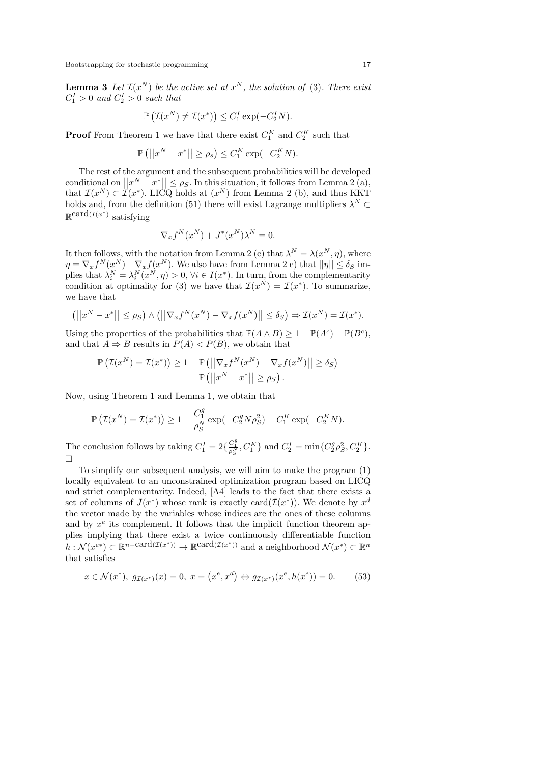**Lemma 3** *Let $\mathcal{I}(x^N)$ be the active set at $x^N$, the solution of* (3). *There exist $C_1^I > 0$ and $C_2^I > 0$ such that*

$$\mathbb{P}\left(\mathcal{I}(x^N) \neq \mathcal{I}(x^*)\right) \leq C_1^I \exp(-C_2^I N).$$

**Proof** From Theorem 1 we have that there exist $C_1^K$ and $C_2^K$ such that

$$\mathbb{P}\left(\left|\left|x^N - x^*\right|\right| \geq \rho_s\right) \leq C_1^K \exp(-C_2^K N).$$

The rest of the argument and the subsequent probabilities will be developed conditional on $\left|\left|x^N - x^*\right|\right| \leq \rho_S$. In this situation, it follows from Lemma 2 (a), that $\mathcal{I}(x^N) \subset \mathcal{I}(x^*)$. LICQ holds at $(x^N)$ from Lemma 2 (b), and thus KKT holds and, from the definition (51) there will exist Lagrange multipliers $\lambda^N \subset \mathbb{R}^{\text{card}(I(x^*)}$ satisfying

$$\nabla_x f^N(x^N) + J^*(x^N)\lambda^N = 0.$$

It then follows, with the notation from Lemma 2 (c) that $\lambda^N = \lambda(x^N, \eta)$, where $\eta = \nabla_x f^N(x^N) - \nabla_x f(x^N)$. We also have from Lemma 2 c) that $||\eta|| \leq \delta_S$ implies that $\lambda_i^N = \lambda_i^N(x^N, \eta) > 0$, $\forall i \in I(x^*)$. In turn, from the complementarity condition at optimality for (3) we have that $\mathcal{I}(x^N) = \mathcal{I}(x^*)$. To summarize, we have that

$$\left(\left|\left|x^N - x^*\right|\right| \leq \rho_S\right) \wedge \left(\left|\left|\nabla_x f^N(x^N) - \nabla_x f(x^N)\right|\right| \leq \delta_S\right) \Rightarrow \mathcal{I}(x^N) = \mathcal{I}(x^*).$$

Using the properties of the probabilities that $\mathbb{P}(A \wedge B) \geq 1 - \mathbb{P}(A^c) - \mathbb{P}(B^c)$, and that $A \Rightarrow B$ results in $P(A) < P(B)$, we obtain that

$$\begin{aligned}\mathbb{P}\left(\mathcal{I}(x^N) = \mathcal{I}(x^*)\right) \geq 1 &- \mathbb{P}\left(\left|\left|\nabla_x f^N(x^N) - \nabla_x f(x^N)\right|\right| \geq \delta_S\right) \\ &- \mathbb{P}\left(\left|\left|x^N - x^*\right|\right| \geq \rho_S\right).\end{aligned}$$

Now, using Theorem 1 and Lemma 1, we obtain that

$$\mathbb{P}\left(\mathcal{I}(x^N) = \mathcal{I}(x^*)\right) \geq 1 - \frac{C_1^g}{\rho_S^N} \exp(-C_2^g N \rho_S^2) - C_1^K \exp(-C_2^K N).$$

The conclusion follows by taking $C_1^I = 2\{\frac{C_1^g}{\rho_S^N}, C_1^K\}$ and $C_2^I = \min\{C_2^g \rho_S^2, C_2^K\}$. $\square$

To simplify our subsequent analysis, we will aim to make the program (1) locally equivalent to an unconstrained optimization program based on LICQ and strict complementarity. Indeed, [A4] leads to the fact that there exists a set of columns of $J(x^*)$ whose rank is exactly $\text{card}(\mathcal{I}(x^*))$. We denote by $x^d$ the vector made by the variables whose indices are the ones of these columns and by $x^e$ its complement. It follows that the implicit function theorem applies implying that there exist a twice continuously differentiable function $h : \mathcal{N}(x^{e*}) \subset \mathbb{R}^{n - \text{card}(\mathcal{I}(x^*))} \to \mathbb{R}^{\text{card}(\mathcal{I}(x^*))}$ and a neighborhood $\mathcal{N}(x^*) \subset \mathbb{R}^n$ that satisfies

$$x \in \mathcal{N}(x^*),\ g_{\mathcal{I}(x^*)}(x) = 0,\ x = \left(x^e, x^d\right) \Leftrightarrow g_{\mathcal{I}(x^*)}(x^e, h(x^e)) = 0. \tag{53}$$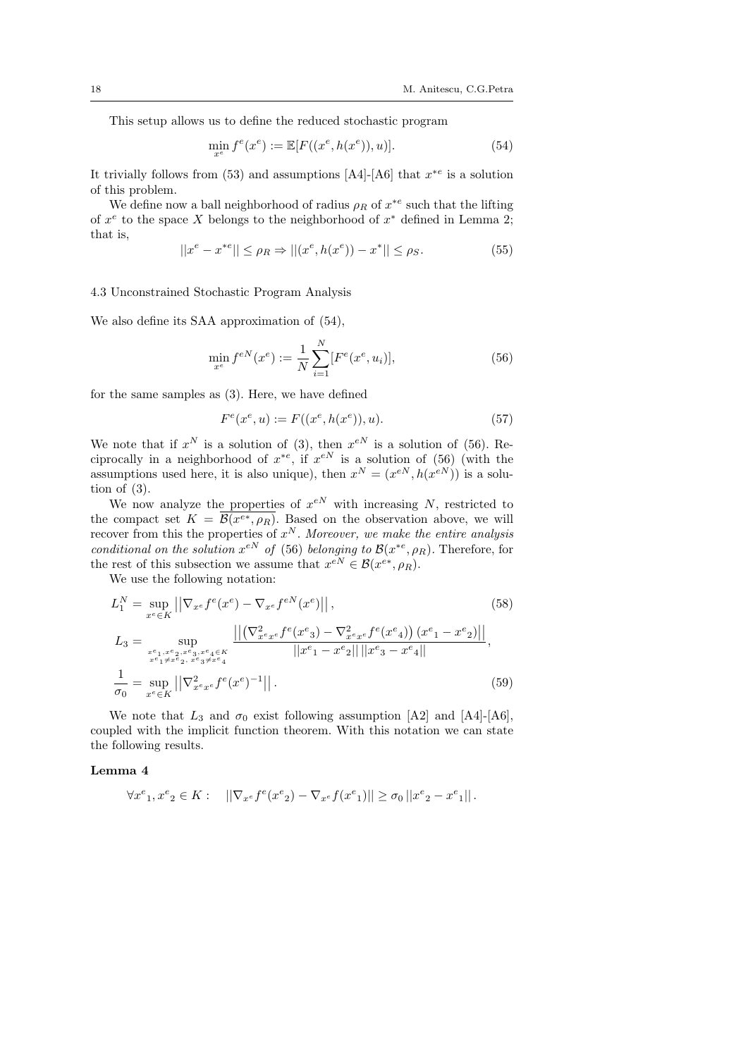This setup allows us to define the reduced stochastic program

$$\min_{x^e} f^e(x^e) := \mathbb{E}[F((x^e, h(x^e)), u)]. \tag{54}$$

It trivially follows from (53) and assumptions [A4]-[A6] that $x^{*e}$ is a solution of this problem.

We define now a ball neighborhood of radius $\rho_R$ of $x^{*e}$ such that the lifting of $x^e$ to the space $X$ belongs to the neighborhood of $x^*$ defined in Lemma 2; that is,

$$||x^e - x^{*e}|| \leq \rho_R \Rightarrow ||(x^e, h(x^e)) - x^*|| \leq \rho_S. \tag{55}$$

### 4.3 Unconstrained Stochastic Program Analysis

We also define its SAA approximation of (54),

$$\min_{x^e} f^{eN}(x^e) := \frac{1}{N}\sum_{i=1}^{N}[F^e(x^e, u_i)], \tag{56}$$

for the same samples as (3). Here, we have defined

$$F^e(x^e, u) := F((x^e, h(x^e)), u). \tag{57}$$

We note that if $x^N$ is a solution of (3), then $x^{eN}$ is a solution of (56). Reciprocally in a neighborhood of $x^{*e}$, if $x^{eN}$ is a solution of (56) (with the assumptions used here, it is also unique), then $x^N = (x^{eN}, h(x^{eN}))$ is a solution of (3).

We now analyze the properties of $x^{eN}$ with increasing $N$, restricted to the compact set $K = \overline{\mathcal{B}(x^{e*}, \rho_R)}$. Based on the observation above, we will recover from this the properties of $x^N$. *Moreover, we make the entire analysis conditional on the solution $x^{eN}$ of* (56) *belonging to $\mathcal{B}(x^{*e}, \rho_R)$*. Therefore, for the rest of this subsection we assume that $x^{eN} \in \mathcal{B}(x^{e*}, \rho_R)$.

We use the following notation:

$$L_1^N = \sup_{x^e \in K} \left|\left|\nabla_{x^e} f^e(x^e) - \nabla_{x^e} f^{eN}(x^e)\right|\right|, \tag{58}$$

$$L_3 = \sup_{\substack{x^e{}_1, x^e{}_2, x^e{}_3, x^e{}_4 \in K \\ x^e{}_1 \neq x^e{}_2,\ x^e{}_3 \neq x^e{}_4}} \frac{\left|\left|\left(\nabla^2_{x^e x^e} f^e(x^e{}_3) - \nabla^2_{x^e x^e} f^e(x^e{}_4)\right)(x^e{}_1 - x^e{}_2)\right|\right|}{||x^e{}_1 - x^e{}_2||\, ||x^e{}_3 - x^e{}_4||},$$

$$\frac{1}{\sigma_0} = \sup_{x^e \in K} \left|\left|\nabla^2_{x^e x^e} f^e(x^e)^{-1}\right|\right|. \tag{59}$$

We note that $L_3$ and $\sigma_0$ exist following assumption [A2] and [A4]-[A6], coupled with the implicit function theorem. With this notation we can state the following results.

**Lemma 4**

$$\forall x^e{}_1, x^e{}_2 \in K: \quad ||\nabla_{x^e} f^e(x^e{}_2) - \nabla_{x^e} f(x^e{}_1)|| \geq \sigma_0 \, ||x^e{}_2 - x^e{}_1|| \, .$$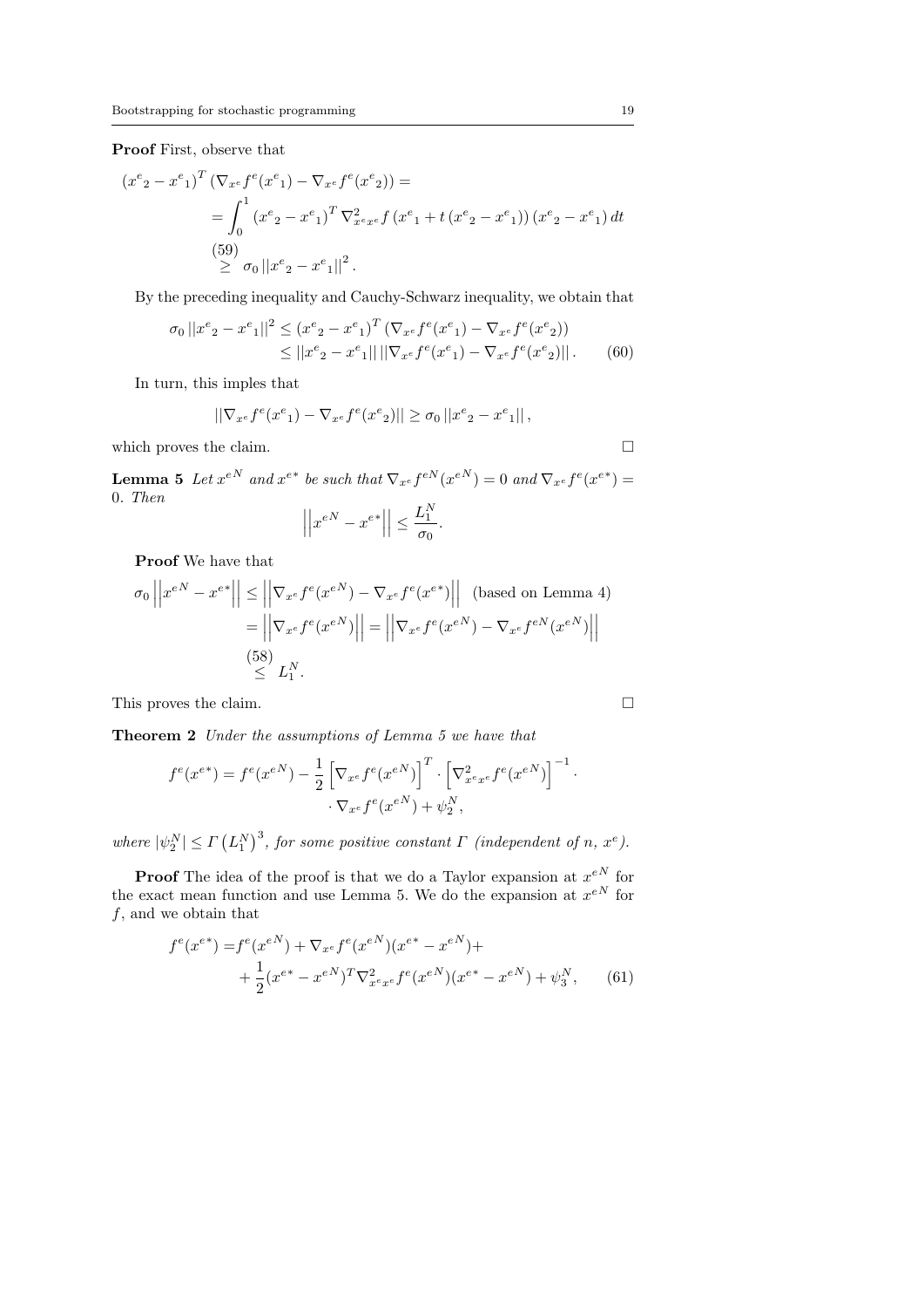**Proof** First, observe that

$$
\begin{aligned}
\left(x^e{}_2 - x^e{}_1\right)^T \left(\nabla_{x^e} f^e(x^e{}_1) - \nabla_{x^e} f^e(x^e{}_2)\right) = \\
&= \int_0^1 \left(x^e{}_2 - x^e{}_1\right)^T \nabla^2_{x^e x^e} f\left(x^e{}_1 + t\left(x^e{}_2 - x^e{}_1\right)\right)\left(x^e{}_2 - x^e{}_1\right) dt \\
&\overset{(59)}{\geq} \sigma_0 \left|\left|x^e{}_2 - x^e{}_1\right|\right|^2 .
\end{aligned}
$$

By the preceding inequality and Cauchy-Schwarz inequality, we obtain that

$$
\begin{aligned}
\sigma_0 \left|\left|x^e{}_2 - x^e{}_1\right|\right|^2 &\leq \left(x^e{}_2 - x^e{}_1\right)^T \left(\nabla_{x^e} f^e(x^e{}_1) - \nabla_{x^e} f^e(x^e{}_2)\right) \\
&\leq \left|\left|x^e{}_2 - x^e{}_1\right|\right| \left|\left|\nabla_{x^e} f^e(x^e{}_1) - \nabla_{x^e} f^e(x^e{}_2)\right|\right| . \qquad (60)
\end{aligned}
$$

In turn, this imples that

$$
\left|\left|\nabla_{x^e} f^e(x^e{}_1) - \nabla_{x^e} f^e(x^e{}_2)\right|\right| \geq \sigma_0 \left|\left|x^e{}_2 - x^e{}_1\right|\right| ,
$$

which proves the claim. □

**Lemma 5** *Let $x^{eN}$ and $x^{e*}$ be such that $\nabla_{x^e} f^{eN}(x^{eN}) = 0$ and $\nabla_{x^e} f^e(x^{e*}) = 0$. Then*

$$
\left|\left|x^{eN} - x^{e*}\right|\right| \leq \frac{L_1^N}{\sigma_0}.
$$

**Proof** We have that

$$
\begin{aligned}
\sigma_0 \left|\left|x^{eN} - x^{e*}\right|\right| &\leq \left|\left|\nabla_{x^e} f^e(x^{eN}) - \nabla_{x^e} f^e(x^{e*})\right|\right| \quad \text{(based on Lemma 4)} \\
&= \left|\left|\nabla_{x^e} f^e(x^{eN})\right|\right| = \left|\left|\nabla_{x^e} f^e(x^{eN}) - \nabla_{x^e} f^{eN}(x^{eN})\right|\right| \\
&\overset{(58)}{\leq} L_1^N .
\end{aligned}
$$

This proves the claim. □

**Theorem 2** *Under the assumptions of Lemma 5 we have that*

$$
\begin{aligned}
f^e(x^{e*}) = f^e(x^{eN}) - \frac{1}{2}\left[\nabla_{x^e} f^e(x^{eN})\right]^T \cdot \left[\nabla^2_{x^e x^e} f^e(x^{eN})\right]^{-1} \cdot \\
\cdot \nabla_{x^e} f^e(x^{eN}) + \psi_2^N ,
\end{aligned}
$$

*where $|\psi_2^N| \leq \Gamma\left(L_1^N\right)^3$, for some positive constant $\Gamma$ (independent of $n$, $x^e$).*

**Proof** The idea of the proof is that we do a Taylor expansion at $x^{eN}$ for the exact mean function and use Lemma 5. We do the expansion at $x^{eN}$ for $f$, and we obtain that

$$
\begin{aligned}
f^e(x^{e*}) = &f^e(x^{eN}) + \nabla_{x^e} f^e(x^{eN})(x^{e*} - x^{eN}) + \\
&+ \frac{1}{2}(x^{e*} - x^{eN})^T \nabla^2_{x^e x^e} f^e(x^{eN})(x^{e*} - x^{eN}) + \psi_3^N , \qquad (61)
\end{aligned}
$$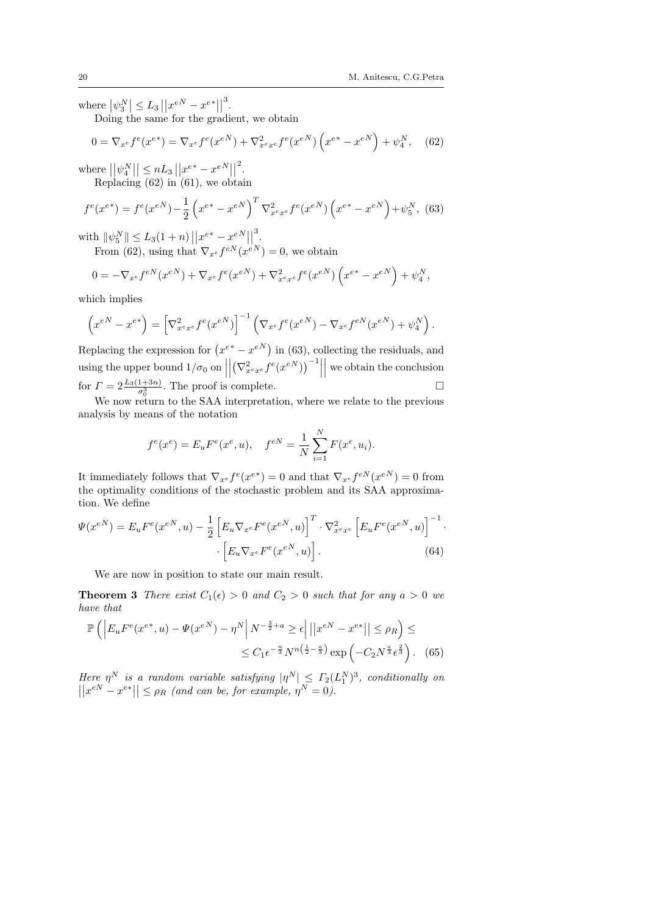where $\left|\psi_3^N\right| \leq L_3 \left|\left|x^{eN} - x^{e*}\right|\right|^3$.

Doing the same for the gradient, we obtain

$$0 = \nabla_{x^e} f^e(x^{e*}) = \nabla_{x^e} f^e(x^{eN}) + \nabla^2_{x^e x^e} f^e(x^{eN}) \left(x^{e*} - x^{eN}\right) + \psi_4^N, \quad (62)$$

where $\left|\left|\psi_4^N\right|\right| \leq nL_3 \left|\left|x^{e*} - x^{eN}\right|\right|^2$.

Replacing (62) in (61), we obtain

$$f^e(x^{e*}) = f^e(x^{eN}) - \frac{1}{2}\left(x^{e*} - x^{eN}\right)^T \nabla^2_{x^e x^e} f^e(x^{eN}) \left(x^{e*} - x^{eN}\right) + \psi_5^N, \quad (63)$$

with $\|\psi_5^N\| \leq L_3(1+n)\left|\left|x^{e*} - x^{eN}\right|\right|^3$.

From (62), using that $\nabla_{x^e} f^{eN}(x^{eN}) = 0$, we obtain

$$0 = -\nabla_{x^e} f^{eN}(x^{eN}) + \nabla_{x^e} f^e(x^{eN}) + \nabla^2_{x^e x^e} f^e(x^{eN}) \left(x^{e*} - x^{eN}\right) + \psi_4^N,$$

which implies

$$\left(x^{eN} - x^{e*}\right) = \left[\nabla^2_{x^e x^e} f^e(x^{eN})\right]^{-1} \left(\nabla_{x^e} f^e(x^{eN}) - \nabla_{x^e} f^{eN}(x^{eN}) + \psi_4^N\right).$$

Replacing the expression for $\left(x^{e*} - x^{eN}\right)$ in (63), collecting the residuals, and using the upper bound $1/\sigma_0$ on $\left|\left|\left(\nabla^2_{x^e x^e} f^e(x^{eN})\right)^{-1}\right|\right|$ we obtain the conclusion for $\Gamma = 2\frac{L_3(1+3n)}{\sigma_0^3}$. The proof is complete. □

We now return to the SAA interpretation, where we relate to the previous analysis by means of the notation

$$f^e(x^e) = E_u F^e(x^e, u), \quad f^{eN} = \frac{1}{N}\sum_{i=1}^{N} F(x^e, u_i).$$

It immediately follows that $\nabla_{x^e} f^e(x^{e*}) = 0$ and that $\nabla_{x^e} f^{eN}(x^{eN}) = 0$ from the optimality conditions of the stochastic problem and its SAA approximation. We define

$$\Psi(x^{eN}) = E_u F^e(x^{eN}, u) - \frac{1}{2}\left[E_u \nabla_{x^e} F^e(x^{eN}, u)\right]^T \cdot \nabla^2_{x^e x^e}\left[E_u F^e(x^{eN}, u)\right]^{-1} \cdot \\ \cdot \left[E_u \nabla_{x^e} F^e(x^{eN}, u)\right]. \quad (64)$$

We are now in position to state our main result.

**Theorem 3** *There exist $C_1(\epsilon) > 0$ and $C_2 > 0$ such that for any $a > 0$ we have that*

$$\mathbb{P}\left(\left|E_u F^e(x^{e*}, u) - \Psi(x^{eN}) - \eta^N\right| N^{-\frac{3}{2}+a} \geq \epsilon \middle| \left|\left|x^{eN} - x^{e*}\right|\right| \leq \rho_R\right) \leq \\ \leq C_1 \epsilon^{-\frac{n}{3}} N^{n\left(\frac{1}{2} - \frac{a}{3}\right)} \exp\left(-C_2 N^{\frac{a}{3}} \epsilon^{\frac{2}{3}}\right). \quad (65)$$

*Here $\eta^N$ is a random variable satisfying $|\eta^N| \leq \Gamma_2 (L_1^N)^3$, conditionally on $\left|\left|x^{eN} - x^{e*}\right|\right| \leq \rho_R$ (and can be, for example, $\eta^N = 0$).*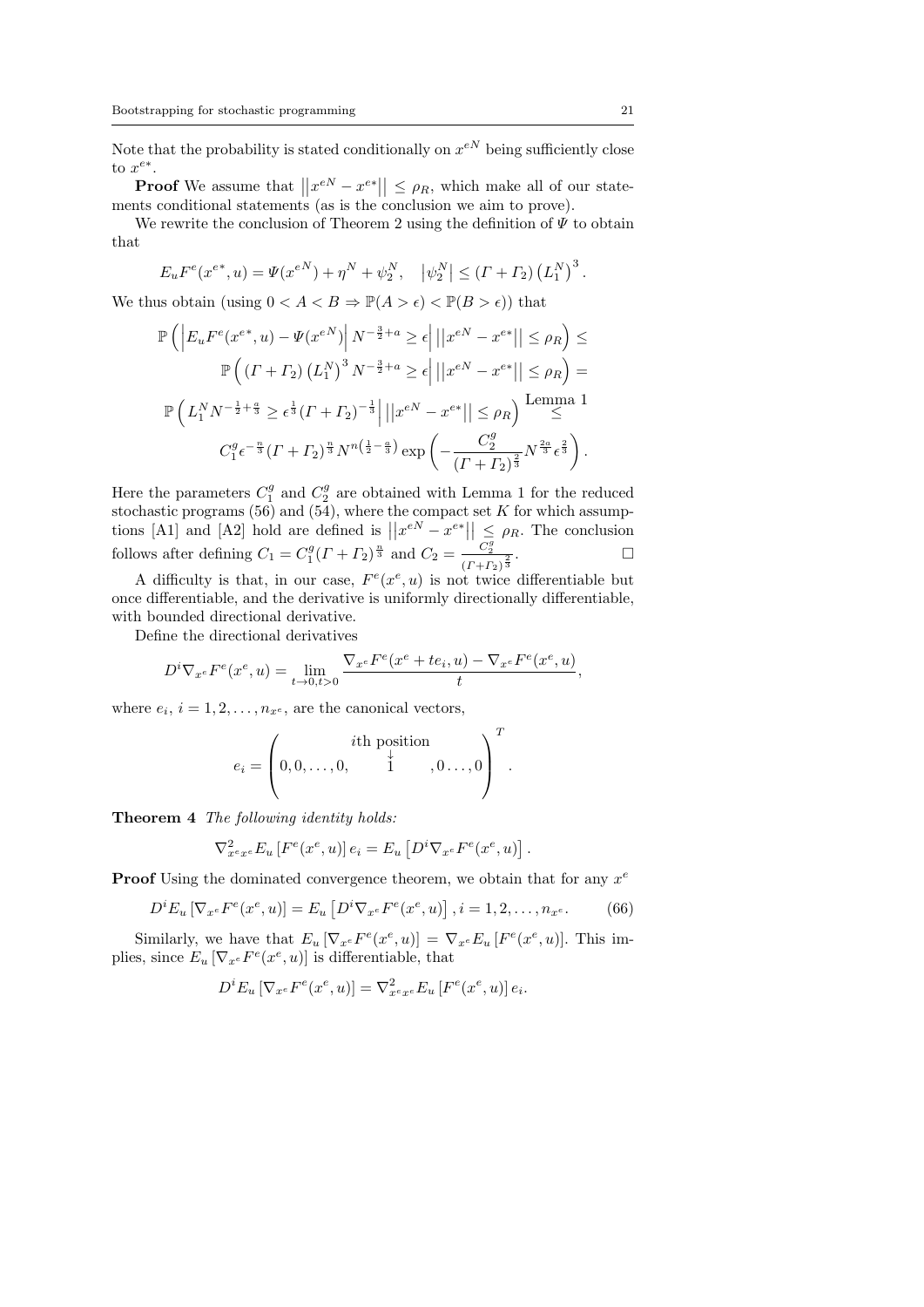Note that the probability is stated conditionally on $x^{eN}$ being sufficiently close to $x^{e*}$.

**Proof** We assume that $\left|\left|x^{eN} - x^{e*}\right|\right| \leq \rho_R$, which make all of our statements conditional statements (as is the conclusion we aim to prove).

We rewrite the conclusion of Theorem 2 using the definition of $\Psi$ to obtain that

$$E_u F^e(x^{e*}, u) = \Psi(x^{eN}) + \eta^N + \psi_2^N, \quad \left|\psi_2^N\right| \leq (\Gamma + \Gamma_2)\left(L_1^N\right)^3.$$

We thus obtain (using $0 < A < B \Rightarrow \mathbb{P}(A > \epsilon) < \mathbb{P}(B > \epsilon)$) that

$$\mathbb{P}\left(\left|E_u F^e(x^{e*}, u) - \Psi(x^{eN})\right| N^{-\frac{3}{2}+a} \geq \epsilon \middle| \left|\left|x^{eN} - x^{e*}\right|\right| \leq \rho_R\right) \leq$$
$$\mathbb{P}\left((\Gamma + \Gamma_2)\left(L_1^N\right)^3 N^{-\frac{3}{2}+a} \geq \epsilon \middle| \left|\left|x^{eN} - x^{e*}\right|\right| \leq \rho_R\right) =$$
$$\mathbb{P}\left(L_1^N N^{-\frac{1}{2}+\frac{a}{3}} \geq \epsilon^{\frac{1}{3}}(\Gamma + \Gamma_2)^{-\frac{1}{3}} \middle| \left|\left|x^{eN} - x^{e*}\right|\right| \leq \rho_R\right) \overset{\text{Lemma 1}}{\leq}$$
$$C_1^g \epsilon^{-\frac{n}{3}}(\Gamma + \Gamma_2)^{\frac{n}{3}} N^{n\left(\frac{1}{2}-\frac{a}{3}\right)} \exp\left(-\frac{C_2^g}{(\Gamma + \Gamma_2)^{\frac{2}{3}}} N^{\frac{2a}{3}} \epsilon^{\frac{2}{3}}\right).$$

Here the parameters $C_1^g$ and $C_2^g$ are obtained with Lemma 1 for the reduced stochastic programs (56) and (54), where the compact set $K$ for which assumptions [A1] and [A2] hold are defined is $\left|\left|x^{eN} - x^{e*}\right|\right| \leq \rho_R$. The conclusion follows after defining $C_1 = C_1^g(\Gamma + \Gamma_2)^{\frac{n}{3}}$ and $C_2 = \frac{C_2^g}{(\Gamma + \Gamma_2)^{\frac{2}{3}}}$. $\square$

A difficulty is that, in our case, $F^e(x^e, u)$ is not twice differentiable but once differentiable, and the derivative is uniformly directionally differentiable, with bounded directional derivative.

Define the directional derivatives

$$D^i \nabla_{x^e} F^e(x^e, u) = \lim_{t \to 0, t > 0} \frac{\nabla_{x^e} F^e(x^e + te_i, u) - \nabla_{x^e} F^e(x^e, u)}{t},$$

where $e_i$, $i = 1, 2, \ldots, n_{x^e}$, are the canonical vectors,

$$e_i = \left(0, 0, \ldots, 0, \underset{\substack{\downarrow \\ 1}}{i\text{th position}}, 0 \ldots, 0\right)^T.$$

**Theorem 4** *The following identity holds:*

$$\nabla^2_{x^e x^e} E_u\left[F^e(x^e, u)\right] e_i = E_u\left[D^i \nabla_{x^e} F^e(x^e, u)\right].$$

**Proof** Using the dominated convergence theorem, we obtain that for any $x^e$

$$D^i E_u\left[\nabla_{x^e} F^e(x^e, u)\right] = E_u\left[D^i \nabla_{x^e} F^e(x^e, u)\right], i = 1, 2, \ldots, n_{x^e}. \tag{66}$$

Similarly, we have that $E_u\left[\nabla_{x^e} F^e(x^e, u)\right] = \nabla_{x^e} E_u\left[F^e(x^e, u)\right]$. This implies, since $E_u\left[\nabla_{x^e} F^e(x^e, u)\right]$ is differentiable, that

$$D^i E_u\left[\nabla_{x^e} F^e(x^e, u)\right] = \nabla^2_{x^e x^e} E_u\left[F^e(x^e, u)\right] e_i.$$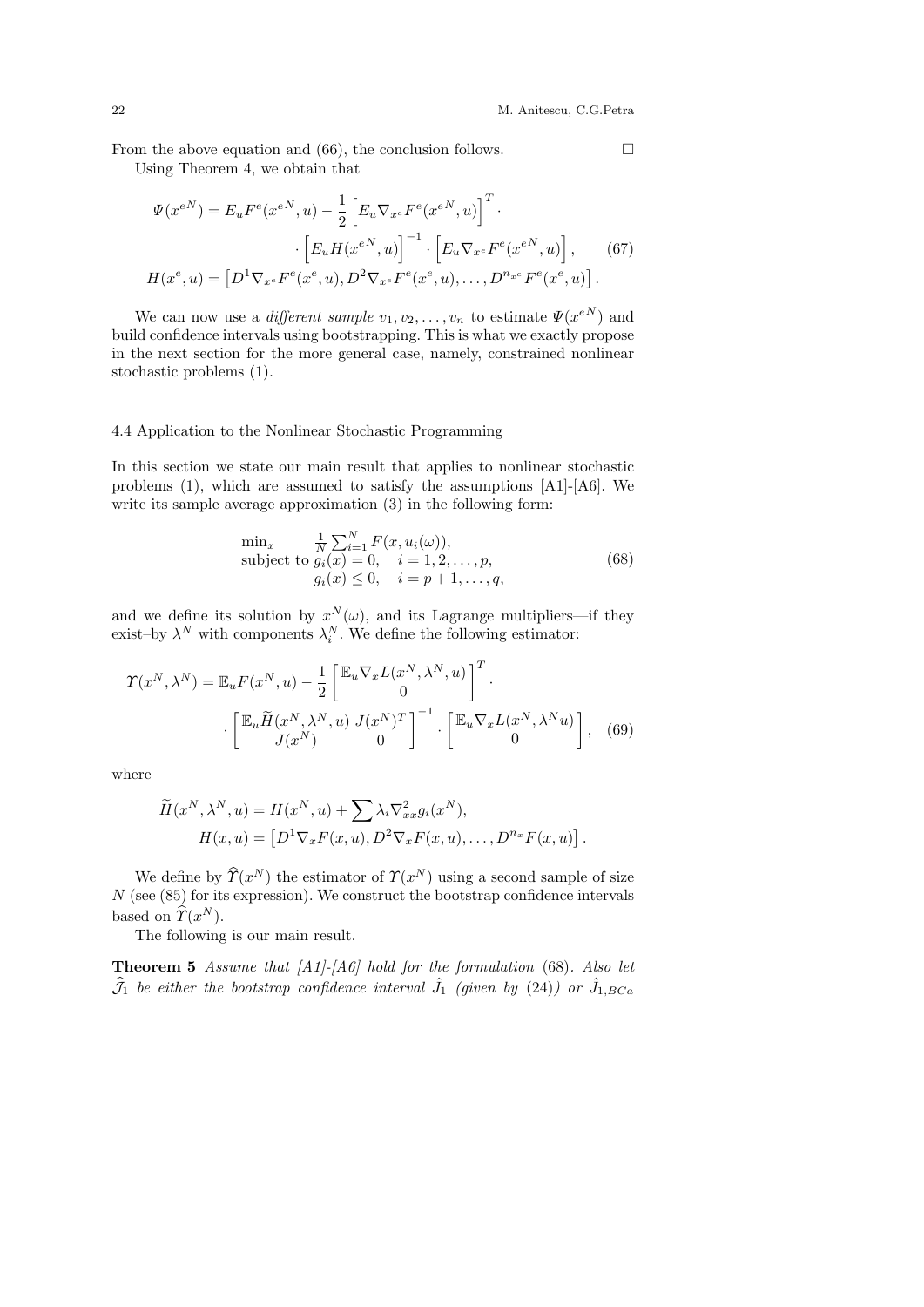From the above equation and (66), the conclusion follows. □

Using Theorem 4, we obtain that

$$
\begin{aligned}
\Psi(x^{eN}) = E_u F^e(x^{eN}, u) - \frac{1}{2}\left[E_u \nabla_{x^e} F^e(x^{eN}, u)\right]^T \cdot \\
\cdot \left[E_u H(x^{eN}, u)\right]^{-1} \cdot \left[E_u \nabla_{x^e} F^e(x^{eN}, u)\right], \qquad (67)\\
H(x^e, u) = \left[D^1 \nabla_{x^e} F^e(x^e, u), D^2 \nabla_{x^e} F^e(x^e, u), \ldots, D^{n_{x^e}} F^e(x^e, u)\right].
\end{aligned}
$$

We can now use a *different sample* $v_1, v_2, \ldots, v_n$ to estimate $\Psi(x^{eN})$ and build confidence intervals using bootstrapping. This is what we exactly propose in the next section for the more general case, namely, constrained nonlinear stochastic problems (1).

### 4.4 Application to the Nonlinear Stochastic Programming

In this section we state our main result that applies to nonlinear stochastic problems (1), which are assumed to satisfy the assumptions [A1]-[A6]. We write its sample average approximation (3) in the following form:

$$
\begin{array}{ll}
\min_x & \frac{1}{N}\sum_{i=1}^N F(x, u_i(\omega)), \\
\text{subject to} & g_i(x) = 0, \quad i = 1, 2, \ldots, p, \\
& g_i(x) \leq 0, \quad i = p+1, \ldots, q,
\end{array} \qquad (68)
$$

and we define its solution by $x^N(\omega)$, and its Lagrange multipliers—if they exist–by $\lambda^N$ with components $\lambda_i^N$. We define the following estimator:

$$
\begin{aligned}
\Upsilon(x^N, \lambda^N) = \mathbb{E}_u F(x^N, u) - \frac{1}{2}\begin{bmatrix} \mathbb{E}_u \nabla_x L(x^N, \lambda^N, u) \\ 0 \end{bmatrix}^T \cdot \\
\cdot \begin{bmatrix} \mathbb{E}_u \widetilde{H}(x^N, \lambda^N, u) & J(x^N)^T \\ J(x^N) & 0 \end{bmatrix}^{-1} \cdot \begin{bmatrix} \mathbb{E}_u \nabla_x L(x^N, \lambda^N u) \\ 0 \end{bmatrix}, \quad (69)
\end{aligned}
$$

where

$$
\begin{aligned}
\widetilde{H}(x^N, \lambda^N, u) &= H(x^N, u) + \sum \lambda_i \nabla_{xx}^2 g_i(x^N), \\
H(x, u) &= \left[D^1 \nabla_x F(x, u), D^2 \nabla_x F(x, u), \ldots, D^{n_x} F(x, u)\right].
\end{aligned}
$$

We define by $\widehat{\Upsilon}(x^N)$ the estimator of $\Upsilon(x^N)$ using a second sample of size $N$ (see (85) for its expression). We construct the bootstrap confidence intervals based on $\widehat{\Upsilon}(x^N)$.

The following is our main result.

**Theorem 5** *Assume that [A1]-[A6] hold for the formulation* (68)*. Also let* $\widehat{\mathcal{J}}_1$ *be either the bootstrap confidence interval* $\hat{J}_1$ *(given by* (24)*) or* $\hat{J}_{1,BCa}$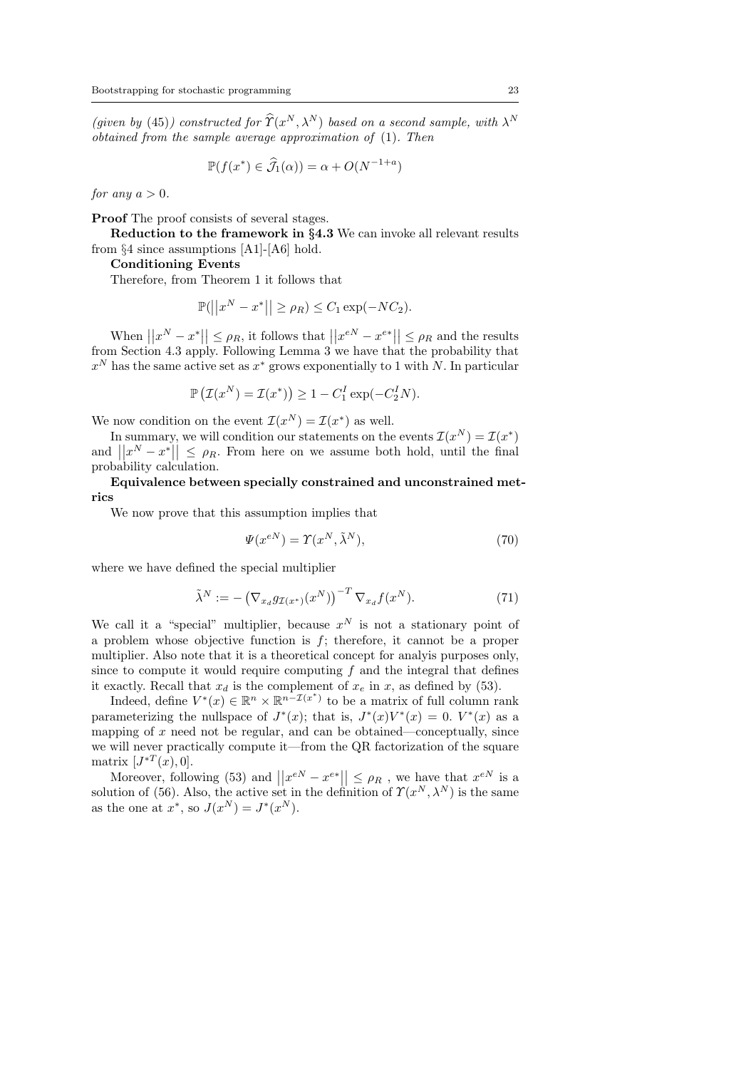*(given by* (45)*) constructed for* $\widehat{\Upsilon}(x^N, \lambda^N)$ *based on a second sample, with* $\lambda^N$ *obtained from the sample average approximation of* (1)*. Then*

$$\mathbb{P}(f(x^*) \in \widehat{\mathcal{J}}_1(\alpha)) = \alpha + O(N^{-1+a})$$

*for any* $a > 0$*.*

**Proof** The proof consists of several stages.

**Reduction to the framework in §4.3** We can invoke all relevant results from §4 since assumptions [A1]-[A6] hold.

**Conditioning Events**

Therefore, from Theorem 1 it follows that

$$\mathbb{P}(\left|\left|x^N - x^*\right|\right| \geq \rho_R) \leq C_1 \exp(-NC_2).$$

When $\left|\left|x^N - x^*\right|\right| \leq \rho_R$, it follows that $\left|\left|x^{eN} - x^{e*}\right|\right| \leq \rho_R$ and the results from Section 4.3 apply. Following Lemma 3 we have that the probability that $x^N$ has the same active set as $x^*$ grows exponentially to 1 with $N$. In particular

$$\mathbb{P}\left(\mathcal{I}(x^N) = \mathcal{I}(x^*)\right) \geq 1 - C_1^I \exp(-C_2^I N).$$

We now condition on the event $\mathcal{I}(x^N) = \mathcal{I}(x^*)$ as well.

In summary, we will condition our statements on the events $\mathcal{I}(x^N) = \mathcal{I}(x^*)$ and $\left|\left|x^N - x^*\right|\right| \leq \rho_R$. From here on we assume both hold, until the final probability calculation.

**Equivalence between specially constrained and unconstrained metrics**

We now prove that this assumption implies that

$$\Psi(x^{eN}) = \Upsilon(x^N, \tilde{\lambda}^N), \tag{70}$$

where we have defined the special multiplier

$$\tilde{\lambda}^N := -\left(\nabla_{x_d} g_{\mathcal{I}(x^*)}(x^N)\right)^{-T} \nabla_{x_d} f(x^N). \tag{71}$$

We call it a "special" multiplier, because $x^N$ is not a stationary point of a problem whose objective function is $f$; therefore, it cannot be a proper multiplier. Also note that it is a theoretical concept for analyis purposes only, since to compute it would require computing $f$ and the integral that defines it exactly. Recall that $x_d$ is the complement of $x_e$ in $x$, as defined by (53).

Indeed, define $V^*(x) \in \mathbb{R}^n \times \mathbb{R}^{n-\mathcal{I}(x^*)}$ to be a matrix of full column rank parameterizing the nullspace of $J^*(x)$; that is, $J^*(x)V^*(x) = 0$. $V^*(x)$ as a mapping of $x$ need not be regular, and can be obtained—conceptually, since we will never practically compute it—from the QR factorization of the square matrix $[J^{*T}(x), 0]$.

Moreover, following (53) and $\left|\left|x^{eN} - x^{e*}\right|\right| \leq \rho_R$ , we have that $x^{eN}$ is a solution of (56). Also, the active set in the definition of $\Upsilon(x^N, \lambda^N)$ is the same as the one at $x^*$, so $J(x^N) = J^*(x^N)$.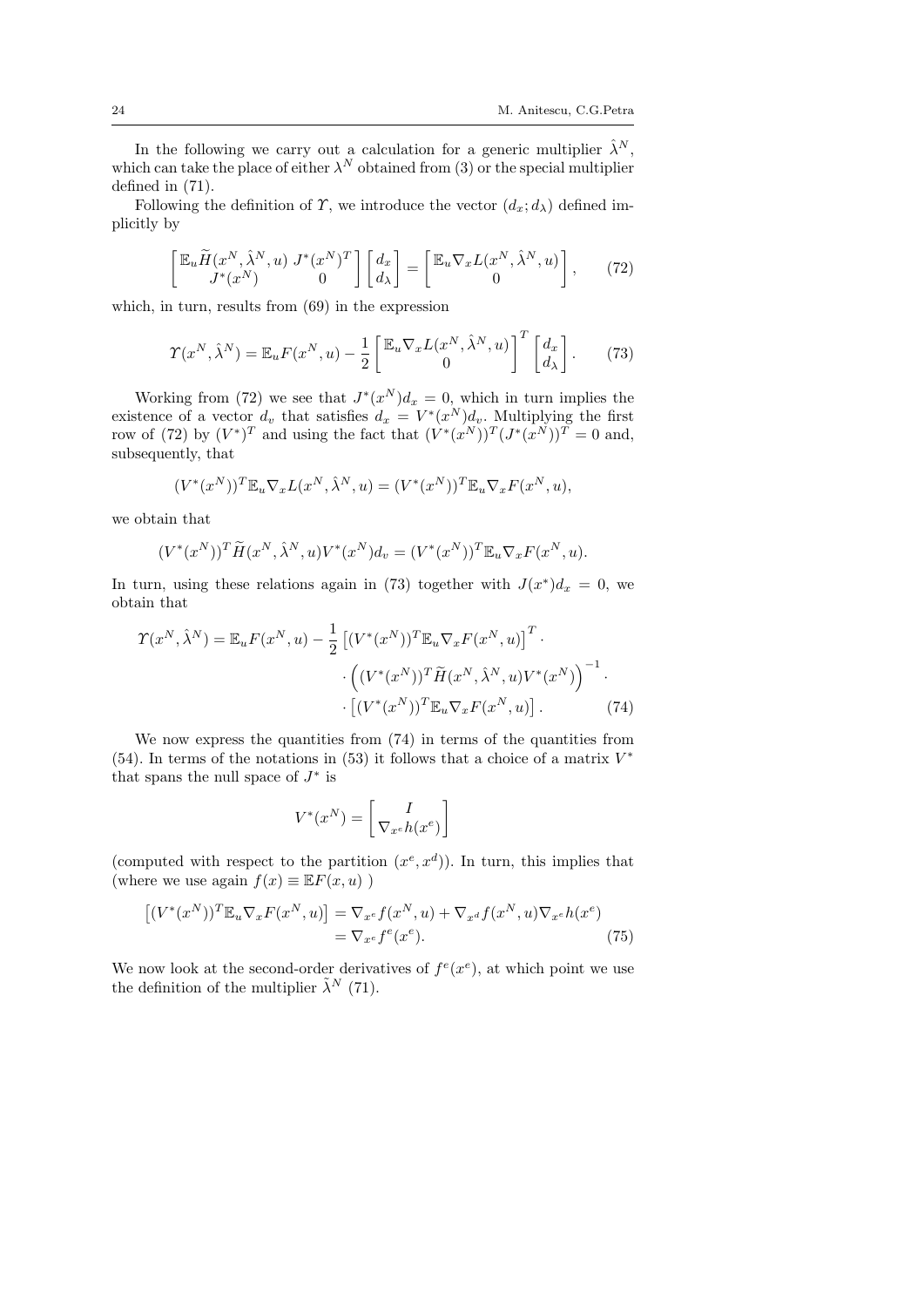In the following we carry out a calculation for a generic multiplier $\hat{\lambda}^N$, which can take the place of either $\lambda^N$ obtained from (3) or the special multiplier defined in (71).

Following the definition of $\Upsilon$, we introduce the vector $(d_x; d_\lambda)$ defined implicitly by

$$\begin{bmatrix} \mathbb{E}_u \widetilde{H}(x^N, \hat{\lambda}^N, u) & J^*(x^N)^T \\ J^*(x^N) & 0 \end{bmatrix} \begin{bmatrix} d_x \\ d_\lambda \end{bmatrix} = \begin{bmatrix} \mathbb{E}_u \nabla_x L(x^N, \hat{\lambda}^N, u) \\ 0 \end{bmatrix}, \tag{72}$$

which, in turn, results from (69) in the expression

$$\Upsilon(x^N, \hat{\lambda}^N) = \mathbb{E}_u F(x^N, u) - \frac{1}{2} \begin{bmatrix} \mathbb{E}_u \nabla_x L(x^N, \hat{\lambda}^N, u) \\ 0 \end{bmatrix}^T \begin{bmatrix} d_x \\ d_\lambda \end{bmatrix}. \tag{73}$$

Working from (72) we see that $J^*(x^N) d_x = 0$, which in turn implies the existence of a vector $d_v$ that satisfies $d_x = V^*(x^N) d_v$. Multiplying the first row of (72) by $(V^*)^T$ and using the fact that $(V^*(x^N))^T (J^*(x^N))^T = 0$ and, subsequently, that

$$(V^*(x^N))^T \mathbb{E}_u \nabla_x L(x^N, \hat{\lambda}^N, u) = (V^*(x^N))^T \mathbb{E}_u \nabla_x F(x^N, u),$$

we obtain that

$$(V^*(x^N))^T \widetilde{H}(x^N, \hat{\lambda}^N, u) V^*(x^N) d_v = (V^*(x^N))^T \mathbb{E}_u \nabla_x F(x^N, u).$$

In turn, using these relations again in (73) together with $J(x^*) d_x = 0$, we obtain that

$$\begin{aligned} \Upsilon(x^N, \hat{\lambda}^N) = \mathbb{E}_u F(x^N, u) - \frac{1}{2} \left[ (V^*(x^N))^T \mathbb{E}_u \nabla_x F(x^N, u) \right]^T \cdot \\ \cdot \left( (V^*(x^N))^T \widetilde{H}(x^N, \hat{\lambda}^N, u) V^*(x^N) \right)^{-1} \cdot \\ \cdot \left[ (V^*(x^N))^T \mathbb{E}_u \nabla_x F(x^N, u) \right]. \end{aligned} \tag{74}$$

We now express the quantities from (74) in terms of the quantities from (54). In terms of the notations in (53) it follows that a choice of a matrix $V^*$ that spans the null space of $J^*$ is

$$V^*(x^N) = \begin{bmatrix} I \\ \nabla_{x^e} h(x^e) \end{bmatrix}$$

(computed with respect to the partition $(x^e, x^d)$). In turn, this implies that (where we use again $f(x) \equiv \mathbb{E} F(x, u)$ )

$$\begin{aligned} \left[ (V^*(x^N))^T \mathbb{E}_u \nabla_x F(x^N, u) \right] &= \nabla_{x^e} f(x^N, u) + \nabla_{x^d} f(x^N, u) \nabla_{x^e} h(x^e) \\ &= \nabla_{x^e} f^e(x^e). \end{aligned} \tag{75}$$

We now look at the second-order derivatives of $f^e(x^e)$, at which point we use the definition of the multiplier $\tilde{\lambda}^N$ (71).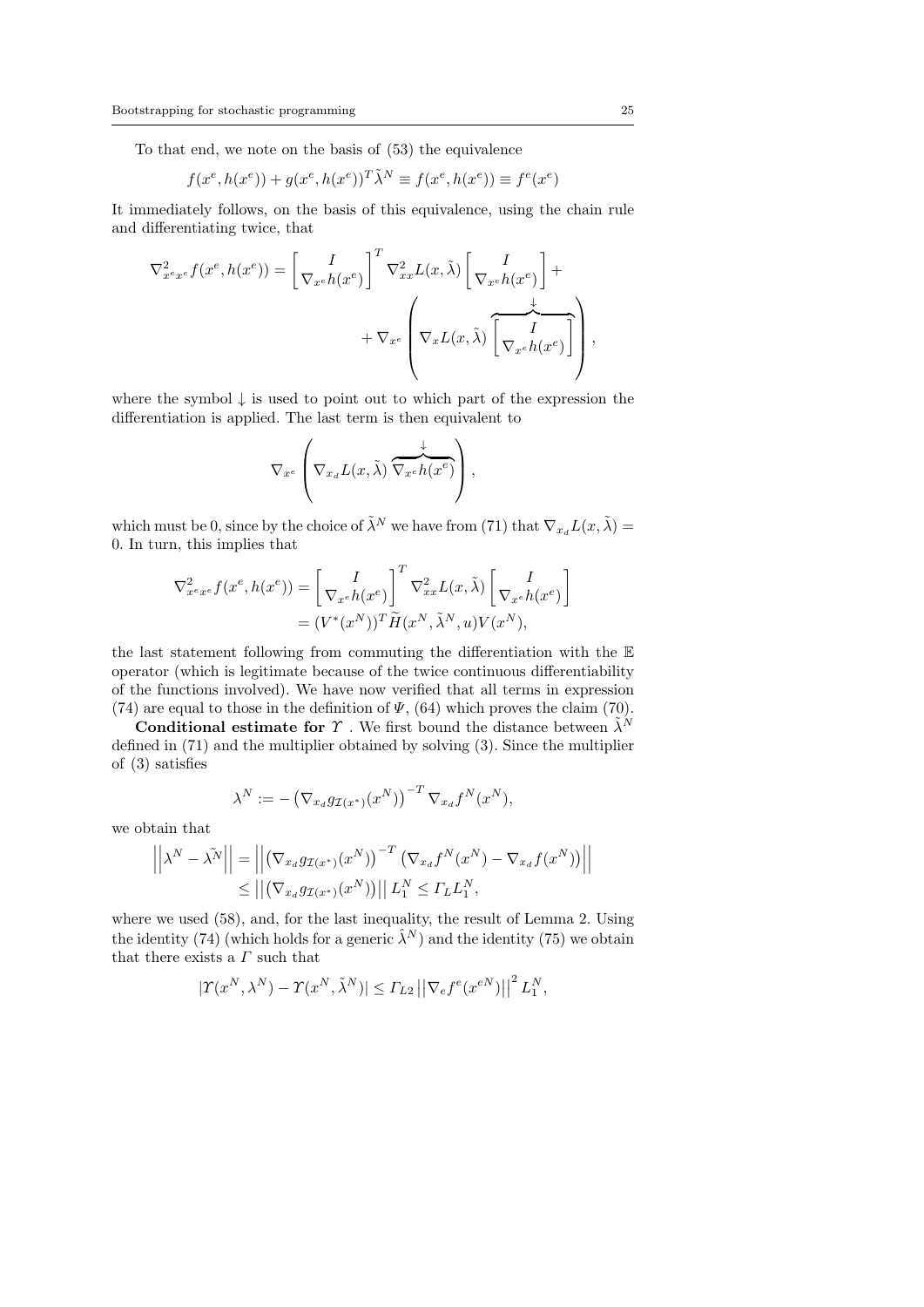To that end, we note on the basis of (53) the equivalence

$$f(x^e, h(x^e)) + g(x^e, h(x^e))^T \tilde{\lambda}^N \equiv f(x^e, h(x^e)) \equiv f^e(x^e)$$

It immediately follows, on the basis of this equivalence, using the chain rule and differentiating twice, that

$$\nabla^2_{x^e x^e} f(x^e, h(x^e)) = \begin{bmatrix} I \\ \nabla_{x^e} h(x^e) \end{bmatrix}^T \nabla^2_{xx} L(x, \tilde{\lambda}) \begin{bmatrix} I \\ \nabla_{x^e} h(x^e) \end{bmatrix} + \\ + \nabla_{x^e} \left( \nabla_x L(x, \tilde{\lambda}) \overbrace{\begin{bmatrix} I \\ \nabla_{x^e} h(x^e) \end{bmatrix}}^{\downarrow} \right),$$

where the symbol $\downarrow$ is used to point out to which part of the expression the differentiation is applied. The last term is then equivalent to

$$\nabla_{x^e} \left( \nabla_{x_d} L(x, \tilde{\lambda}) \overbrace{\nabla_{x^e} h(x^e)}^{\downarrow} \right),$$

which must be 0, since by the choice of $\tilde{\lambda}^N$ we have from (71) that $\nabla_{x_d} L(x, \tilde{\lambda}) = 0$. In turn, this implies that

$$\begin{aligned} \nabla^2_{x^e x^e} f(x^e, h(x^e)) &= \begin{bmatrix} I \\ \nabla_{x^e} h(x^e) \end{bmatrix}^T \nabla^2_{xx} L(x, \tilde{\lambda}) \begin{bmatrix} I \\ \nabla_{x^e} h(x^e) \end{bmatrix} \\ &= (V^*(x^N))^T \widetilde{H}(x^N, \tilde{\lambda}^N, u) V(x^N), \end{aligned}$$

the last statement following from commuting the differentiation with the $\mathbb{E}$ operator (which is legitimate because of the twice continuous differentiability of the functions involved). We have now verified that all terms in expression (74) are equal to those in the definition of $\Psi$, (64) which proves the claim (70).

**Conditional estimate for $\Upsilon$** . We first bound the distance between $\tilde{\lambda}^N$ defined in (71) and the multiplier obtained by solving (3). Since the multiplier of (3) satisfies

$$\lambda^N := - \left( \nabla_{x_d} g_{\mathcal{I}(x^*)}(x^N) \right)^{-T} \nabla_{x_d} f^N(x^N),$$

we obtain that

$$\begin{aligned} \left|\left| \lambda^N - \tilde{\lambda^N} \right|\right| &= \left|\left| \left( \nabla_{x_d} g_{\mathcal{I}(x^*)}(x^N) \right)^{-T} \left( \nabla_{x_d} f^N(x^N) - \nabla_{x_d} f(x^N) \right) \right|\right| \\ &\leq \left|\left| \left( \nabla_{x_d} g_{\mathcal{I}(x^*)}(x^N) \right) \right|\right| L_1^N \leq \Gamma_L L_1^N, \end{aligned}$$

where we used (58), and, for the last inequality, the result of Lemma 2. Using the identity (74) (which holds for a generic $\hat{\lambda}^N$) and the identity (75) we obtain that there exists a $\Gamma$ such that

$$|\Upsilon(x^N, \lambda^N) - \Upsilon(x^N, \tilde{\lambda}^N)| \leq \Gamma_{L2} \left|\left| \nabla_e f^e(x^{eN}) \right|\right|^2 L_1^N,$$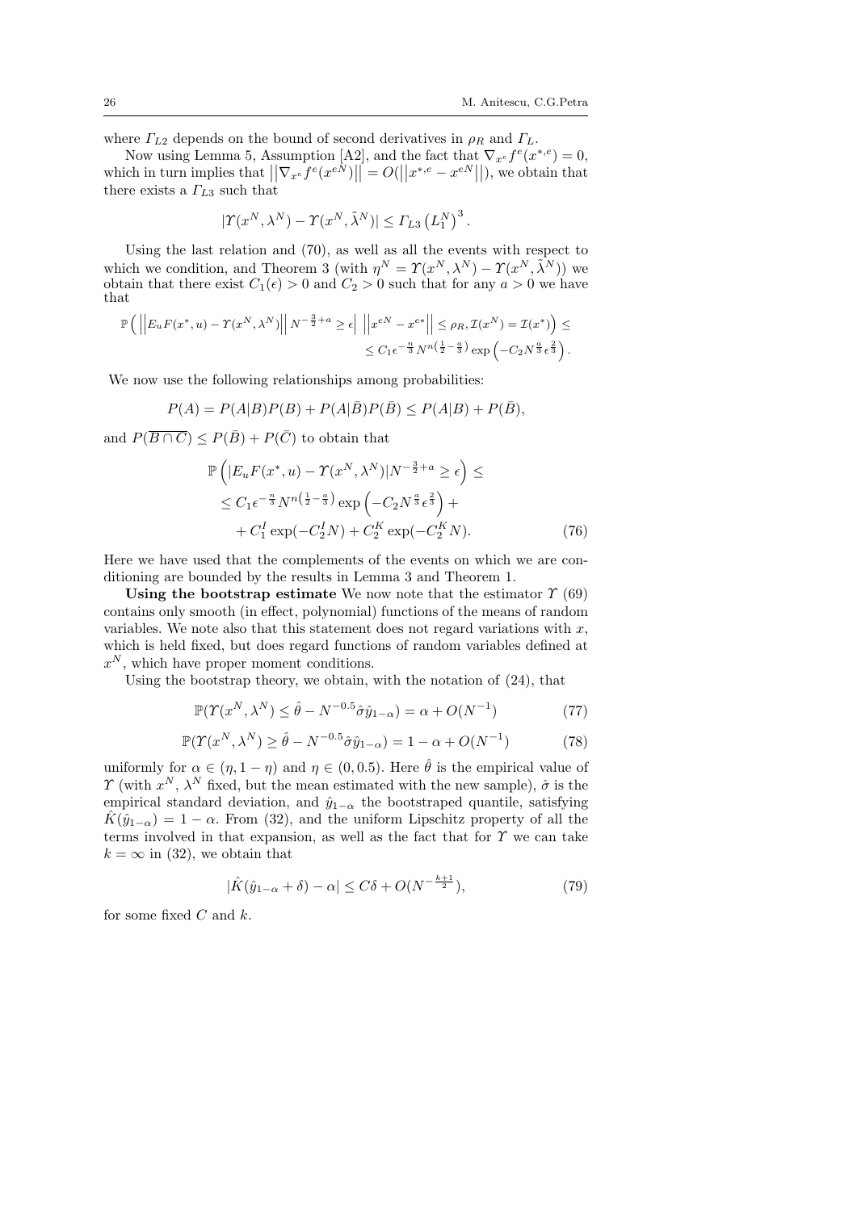where $\Gamma_{L2}$ depends on the bound of second derivatives in $\rho_R$ and $\Gamma_L$.

Now using Lemma 5, Assumption [A2], and the fact that $\nabla_{x^e} f^e(x^{*,e}) = 0$, which in turn implies that $\left|\left|\nabla_{x^e} f^e(x^{eN})\right|\right| = O(\left|\left|x^{*,e} - x^{eN}\right|\right|)$, we obtain that there exists a $\Gamma_{L3}$ such that

$$|\Upsilon(x^N, \lambda^N) - \Upsilon(x^N, \tilde{\lambda}^N)| \leq \Gamma_{L3} \left(L_1^N\right)^3.$$

Using the last relation and (70), as well as all the events with respect to which we condition, and Theorem 3 (with $\eta^N = \Upsilon(x^N, \lambda^N) - \Upsilon(x^N, \tilde{\lambda}^N)$) we obtain that there exist $C_1(\epsilon) > 0$ and $C_2 > 0$ such that for any $a > 0$ we have that

$$\mathbb{P}\left( \left|\left|E_u F(x^*, u) - \Upsilon(x^N, \lambda^N)\right|\right| N^{-\frac{3}{2}+a} \geq \epsilon \middle| \left|\left|x^{eN} - x^{e*}\right|\right| \leq \rho_R, \mathcal{I}(x^N) = \mathcal{I}(x^*)\right) \leq$$
$$\leq C_1 \epsilon^{-\frac{n}{3}} N^{n\left(\frac{1}{2} - \frac{a}{3}\right)} \exp\left(-C_2 N^{\frac{a}{3}} \epsilon^{\frac{2}{3}}\right).$$

We now use the following relationships among probabilities:

$$P(A) = P(A|B)P(B) + P(A|\bar{B})P(\bar{B}) \leq P(A|B) + P(\bar{B}),$$

and $P(\overline{B \cap C}) \leq P(\bar{B}) + P(\bar{C})$ to obtain that

$$\begin{aligned}
&\mathbb{P}\left(|E_u F(x^*, u) - \Upsilon(x^N, \lambda^N)| N^{-\frac{3}{2}+a} \geq \epsilon\right) \leq \\
&\leq C_1 \epsilon^{-\frac{n}{3}} N^{n\left(\frac{1}{2} - \frac{a}{3}\right)} \exp\left(-C_2 N^{\frac{a}{3}} \epsilon^{\frac{2}{3}}\right) + \\
&\quad + C_1^I \exp(-C_2^I N) + C_2^K \exp(-C_2^K N). \qquad (76)
\end{aligned}$$

Here we have used that the complements of the events on which we are conditioning are bounded by the results in Lemma 3 and Theorem 1.

**Using the bootstrap estimate** We now note that the estimator $\Upsilon$ (69) contains only smooth (in effect, polynomial) functions of the means of random variables. We note also that this statement does not regard variations with $x$, which is held fixed, but does regard functions of random variables defined at $x^N$, which have proper moment conditions.

Using the bootstrap theory, we obtain, with the notation of (24), that

$$\mathbb{P}(\Upsilon(x^N, \lambda^N) \leq \hat{\theta} - N^{-0.5} \hat{\sigma} \hat{y}_{1-\alpha}) = \alpha + O(N^{-1}) \qquad (77)$$

$$\mathbb{P}(\Upsilon(x^N, \lambda^N) \geq \hat{\theta} - N^{-0.5} \hat{\sigma} \hat{y}_{1-\alpha}) = 1 - \alpha + O(N^{-1}) \qquad (78)$$

uniformly for $\alpha \in (\eta, 1 - \eta)$ and $\eta \in (0, 0.5)$. Here $\hat{\theta}$ is the empirical value of $\Upsilon$ (with $x^N$, $\lambda^N$ fixed, but the mean estimated with the new sample), $\hat{\sigma}$ is the empirical standard deviation, and $\hat{y}_{1-\alpha}$ the bootstraped quantile, satisfying $\hat{K}(\hat{y}_{1-\alpha}) = 1 - \alpha$. From (32), and the uniform Lipschitz property of all the terms involved in that expansion, as well as the fact that for $\Upsilon$ we can take $k = \infty$ in (32), we obtain that

$$|\hat{K}(\hat{y}_{1-\alpha} + \delta) - \alpha| \leq C\delta + O(N^{-\frac{k+1}{2}}), \qquad (79)$$

for some fixed $C$ and $k$.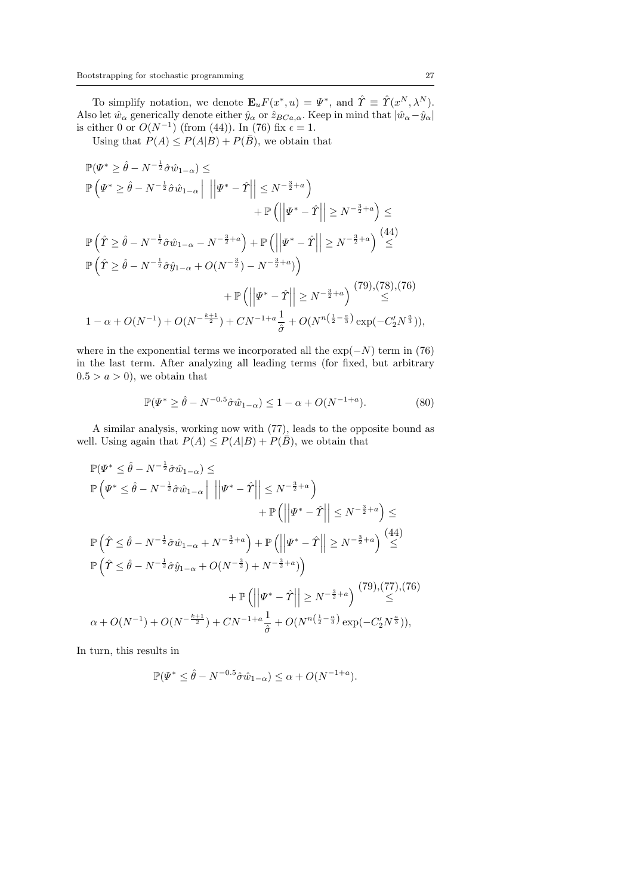To simplify notation, we denote $\mathbf{E}_u F(x^*, u) = \Psi^*$, and $\hat{\Upsilon} \equiv \hat{\Upsilon}(x^N, \lambda^N)$. Also let $\hat{w}_\alpha$ generically denote either $\hat{y}_\alpha$ or $\hat{z}_{BCa,\alpha}$. Keep in mind that $|\hat{w}_\alpha - \hat{y}_\alpha|$ is either 0 or $O(N^{-1})$ (from (44)). In (76) fix $\epsilon = 1$.

Using that $P(A) \leq P(A|B) + P(\bar{B})$, we obtain that

$$
\begin{aligned}
&\mathbb{P}(\Psi^* \geq \hat{\theta} - N^{-\frac{1}{2}}\hat{\sigma}\hat{w}_{1-\alpha}) \leq \\
&\mathbb{P}\left(\Psi^* \geq \hat{\theta} - N^{-\frac{1}{2}}\hat{\sigma}\hat{w}_{1-\alpha} \,\middle|\, \left|\left|\Psi^* - \hat{\Upsilon}\right|\right| \leq N^{-\frac{3}{2}+a}\right) \\
&\qquad\qquad\qquad\qquad + \mathbb{P}\left(\left|\left|\Psi^* - \hat{\Upsilon}\right|\right| \geq N^{-\frac{3}{2}+a}\right) \leq \\
&\mathbb{P}\left(\hat{\Upsilon} \geq \hat{\theta} - N^{-\frac{1}{2}}\hat{\sigma}\hat{w}_{1-\alpha} - N^{-\frac{3}{2}+a}\right) + \mathbb{P}\left(\left|\left|\Psi^* - \hat{\Upsilon}\right|\right| \geq N^{-\frac{3}{2}+a}\right) \overset{(44)}{\leq} \\
&\mathbb{P}\left(\hat{\Upsilon} \geq \hat{\theta} - N^{-\frac{1}{2}}\hat{\sigma}\hat{y}_{1-\alpha} + O(N^{-\frac{3}{2}}) - N^{-\frac{3}{2}+a})\right) \\
&\qquad\qquad\qquad\qquad + \mathbb{P}\left(\left|\left|\Psi^* - \hat{\Upsilon}\right|\right| \geq N^{-\frac{3}{2}+a}\right) \overset{(79),(78),(76)}{\leq} \\
&1 - \alpha + O(N^{-1}) + O(N^{-\frac{k+1}{2}}) + CN^{-1+a}\frac{1}{\hat{\sigma}} + O(N^{n\left(\frac{1}{2}-\frac{a}{3}\right)}\exp(-C_2' N^{\frac{a}{3}})),
\end{aligned}
$$

where in the exponential terms we incorporated all the $\exp(-N)$ term in (76) in the last term. After analyzing all leading terms (for fixed, but arbitrary $0.5 > a > 0$), we obtain that

$$
\mathbb{P}(\Psi^* \geq \hat{\theta} - N^{-0.5}\hat{\sigma}\hat{w}_{1-\alpha}) \leq 1 - \alpha + O(N^{-1+a}). \tag{80}
$$

A similar analysis, working now with (77), leads to the opposite bound as well. Using again that $P(A) \leq P(A|B) + P(\bar{B})$, we obtain that

$$
\begin{aligned}
&\mathbb{P}(\Psi^* \leq \hat{\theta} - N^{-\frac{1}{2}}\hat{\sigma}\hat{w}_{1-\alpha}) \leq \\
&\mathbb{P}\left(\Psi^* \leq \hat{\theta} - N^{-\frac{1}{2}}\hat{\sigma}\hat{w}_{1-\alpha} \,\middle|\, \left|\left|\Psi^* - \hat{\Upsilon}\right|\right| \leq N^{-\frac{3}{2}+a}\right) \\
&\qquad\qquad\qquad\qquad + \mathbb{P}\left(\left|\left|\Psi^* - \hat{\Upsilon}\right|\right| \leq N^{-\frac{3}{2}+a}\right) \leq \\
&\mathbb{P}\left(\hat{\Upsilon} \leq \hat{\theta} - N^{-\frac{1}{2}}\hat{\sigma}\hat{w}_{1-\alpha} + N^{-\frac{3}{2}+a}\right) + \mathbb{P}\left(\left|\left|\Psi^* - \hat{\Upsilon}\right|\right| \geq N^{-\frac{3}{2}+a}\right) \overset{(44)}{\leq} \\
&\mathbb{P}\left(\hat{\Upsilon} \leq \hat{\theta} - N^{-\frac{1}{2}}\hat{\sigma}\hat{y}_{1-\alpha} + O(N^{-\frac{3}{2}}) + N^{-\frac{3}{2}+a})\right) \\
&\qquad\qquad\qquad\qquad + \mathbb{P}\left(\left|\left|\Psi^* - \hat{\Upsilon}\right|\right| \geq N^{-\frac{3}{2}+a}\right) \overset{(79),(77),(76)}{\leq} \\
&\alpha + O(N^{-1}) + O(N^{-\frac{k+1}{2}}) + CN^{-1+a}\frac{1}{\hat{\sigma}} + O(N^{n\left(\frac{1}{2}-\frac{a}{3}\right)}\exp(-C_2' N^{\frac{a}{3}})),
\end{aligned}
$$

In turn, this results in

$$
\mathbb{P}(\Psi^* \leq \hat{\theta} - N^{-0.5}\hat{\sigma}\hat{w}_{1-\alpha}) \leq \alpha + O(N^{-1+a}).
$$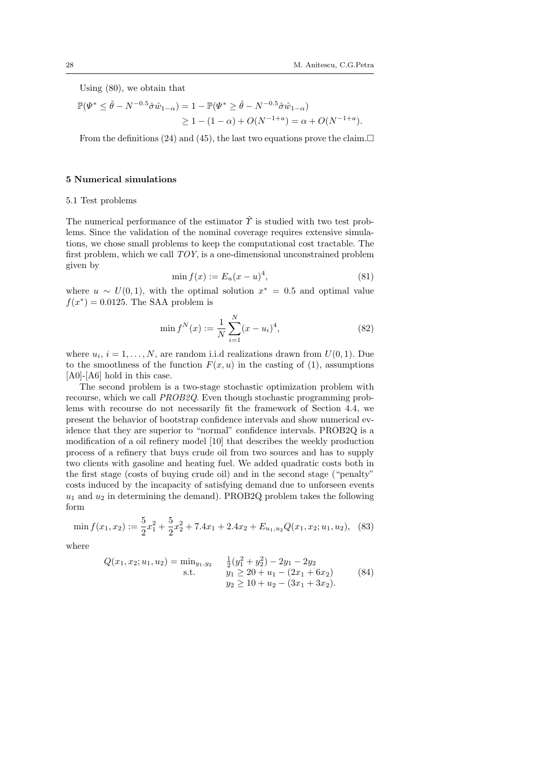Using (80), we obtain that

$$
\begin{aligned}
\mathbb{P}(\Psi^* \le \hat{\theta} - N^{-0.5}\hat{\sigma}\hat{w}_{1-\alpha}) &= 1 - \mathbb{P}(\Psi^* \ge \hat{\theta} - N^{-0.5}\hat{\sigma}\hat{w}_{1-\alpha}) \\
&\ge 1 - (1-\alpha) + O(N^{-1+a}) = \alpha + O(N^{-1+a}).
\end{aligned}
$$

From the definitions (24) and (45), the last two equations prove the claim.□

## 5 Numerical simulations

### 5.1 Test problems

The numerical performance of the estimator $\hat{\Upsilon}$ is studied with two test problems. Since the validation of the nominal coverage requires extensive simulations, we chose small problems to keep the computational cost tractable. The first problem, which we call *TOY*, is a one-dimensional unconstrained problem given by

$$
\min f(x) := E_u(x-u)^4, \tag{81}
$$

where $u \sim U(0,1)$, with the optimal solution $x^* = 0.5$ and optimal value $f(x^*) = 0.0125$. The SAA problem is

$$
\min f^N(x) := \frac{1}{N}\sum_{i=1}^{N}(x-u_i)^4, \tag{82}
$$

where $u_i$, $i = 1, \ldots, N$, are random i.i.d realizations drawn from $U(0,1)$. Due to the smoothness of the function $F(x,u)$ in the casting of (1), assumptions [A0]-[A6] hold in this case.

The second problem is a two-stage stochastic optimization problem with recourse, which we call *PROB2Q*. Even though stochastic programming problems with recourse do not necessarily fit the framework of Section 4.4, we present the behavior of bootstrap confidence intervals and show numerical evidence that they are superior to "normal" confidence intervals. PROB2Q is a modification of a oil refinery model [10] that describes the weekly production process of a refinery that buys crude oil from two sources and has to supply two clients with gasoline and heating fuel. We added quadratic costs both in the first stage (costs of buying crude oil) and in the second stage ("penalty" costs induced by the incapacity of satisfying demand due to unforseen events $u_1$ and $u_2$ in determining the demand). PROB2Q problem takes the following form

$$
\min f(x_1,x_2) := \frac{5}{2}x_1^2 + \frac{5}{2}x_2^2 + 7.4x_1 + 2.4x_2 + E_{u_1,u_2}Q(x_1,x_2;u_1,u_2), \tag{83}
$$

where

$$
\begin{aligned}
Q(x_1,x_2;u_1,u_2) = \min_{y_1,y_2} \quad & \tfrac{1}{2}(y_1^2+y_2^2) - 2y_1 - 2y_2 \\
\text{s.t.} \quad & y_1 \ge 20 + u_1 - (2x_1 + 6x_2) \\
& y_2 \ge 10 + u_2 - (3x_1 + 3x_2).
\end{aligned} \tag{84}
$$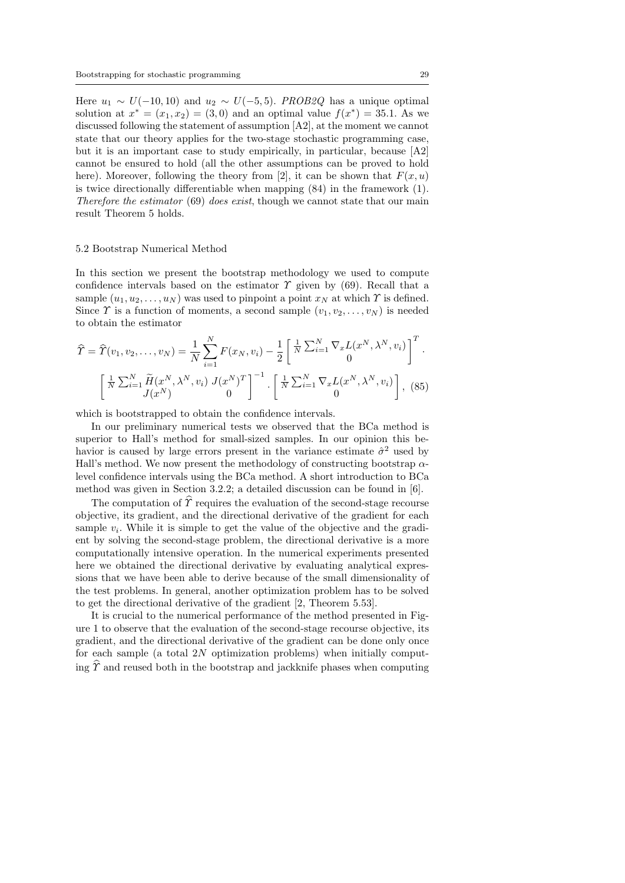Here $u_1 \sim U(-10, 10)$ and $u_2 \sim U(-5, 5)$. *PROB2Q* has a unique optimal solution at $x^* = (x_1, x_2) = (3, 0)$ and an optimal value $f(x^*) = 35.1$. As we discussed following the statement of assumption [A2], at the moment we cannot state that our theory applies for the two-stage stochastic programming case, but it is an important case to study empirically, in particular, because [A2] cannot be ensured to hold (all the other assumptions can be proved to hold here). Moreover, following the theory from [2], it can be shown that $F(x, u)$ is twice directionally differentiable when mapping (84) in the framework (1). *Therefore the estimator* (69) *does exist*, though we cannot state that our main result Theorem 5 holds.

## 5.2 Bootstrap Numerical Method

In this section we present the bootstrap methodology we used to compute confidence intervals based on the estimator $\Upsilon$ given by (69). Recall that a sample $(u_1, u_2, \dots, u_N)$ was used to pinpoint a point $x_N$ at which $\Upsilon$ is defined. Since $\Upsilon$ is a function of moments, a second sample $(v_1, v_2, \dots, v_N)$ is needed to obtain the estimator

$$\widehat{\Upsilon} = \widehat{\Upsilon}(v_1, v_2, \dots, v_N) = \frac{1}{N}\sum_{i=1}^{N} F(x_N, v_i) - \frac{1}{2}\left[\begin{array}{c} \frac{1}{N}\sum_{i=1}^{N} \nabla_x L(x^N, \lambda^N, v_i) \\ 0 \end{array}\right]^T \cdot \left[\begin{array}{cc} \frac{1}{N}\sum_{i=1}^{N} \widetilde{H}(x^N, \lambda^N, v_i) & J(x^N)^T \\ J(x^N) & 0 \end{array}\right]^{-1} \cdot \left[\begin{array}{c} \frac{1}{N}\sum_{i=1}^{N} \nabla_x L(x^N, \lambda^N, v_i) \\ 0 \end{array}\right], \quad (85)$$

which is bootstrapped to obtain the confidence intervals.

In our preliminary numerical tests we observed that the BCa method is superior to Hall's method for small-sized samples. In our opinion this behavior is caused by large errors present in the variance estimate $\hat{\sigma}^2$ used by Hall's method. We now present the methodology of constructing bootstrap $\alpha$-level confidence intervals using the BCa method. A short introduction to BCa method was given in Section 3.2.2; a detailed discussion can be found in [6].

The computation of $\widehat{\Upsilon}$ requires the evaluation of the second-stage recourse objective, its gradient, and the directional derivative of the gradient for each sample $v_i$. While it is simple to get the value of the objective and the gradient by solving the second-stage problem, the directional derivative is a more computationally intensive operation. In the numerical experiments presented here we obtained the directional derivative by evaluating analytical expressions that we have been able to derive because of the small dimensionality of the test problems. In general, another optimization problem has to be solved to get the directional derivative of the gradient [2, Theorem 5.53].

It is crucial to the numerical performance of the method presented in Figure 1 to observe that the evaluation of the second-stage recourse objective, its gradient, and the directional derivative of the gradient can be done only once for each sample (a total $2N$ optimization problems) when initially computing $\widehat{\Upsilon}$ and reused both in the bootstrap and jackknife phases when computing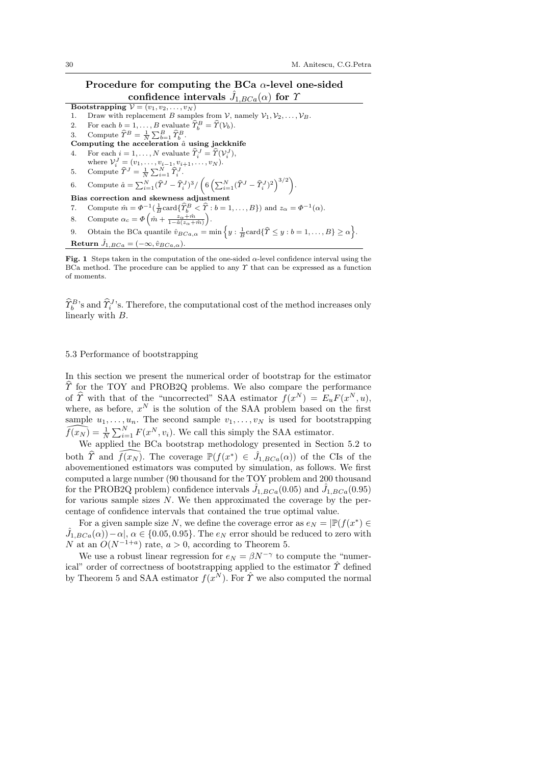**Procedure for computing the BCa $\alpha$-level one-sided confidence intervals $\hat{J}_{1,BCa}(\alpha)$ for $\Upsilon$**

**Bootstrapping** $\mathcal{V} = (v_1, v_2, \ldots, v_N)$

1. Draw with replacement $B$ samples from $\mathcal{V}$, namely $\mathcal{V}_1, \mathcal{V}_2, \ldots, \mathcal{V}_B$.
2. For each $b = 1, \ldots, B$ evaluate $\widehat{\Upsilon}_b^B = \widehat{\Upsilon}(\mathcal{V}_b)$.
3. Compute $\widehat{\Upsilon}^B = \frac{1}{N}\sum_{b=1}^{B} \widehat{\Upsilon}_b^B$.

**Computing the acceleration $\hat{a}$ using jackknife**

4. For each $i = 1, \ldots, N$ evaluate $\widehat{\Upsilon}_i^J = \widehat{\Upsilon}(\mathcal{V}_i^J)$, where $\mathcal{V}_i^J = (v_1, \ldots, v_{i-1}, v_{i+1}, \ldots, v_N)$.
5. Compute $\widehat{\Upsilon}^J = \frac{1}{N}\sum_{i=1}^{N} \widehat{\Upsilon}_i^J$.
6. Compute $\hat{a} = \sum_{i=1}^{N} (\widehat{\Upsilon}^J - \widehat{\Upsilon}_i^J)^3 / \left( 6 \left( \sum_{i=1}^{N} (\widehat{\Upsilon}^J - \widehat{\Upsilon}_i^J)^2 \right)^{3/2} \right)$.

**Bias correction and skewness adjustment**

7. Compute $\hat{m} = \Phi^{-1}(\frac{1}{B}\text{card}\{\widehat{\Upsilon}_b^B < \widehat{\Upsilon} : b = 1, \ldots, B\})$ and $z_\alpha = \Phi^{-1}(\alpha)$.
8. Compute $\alpha_c = \Phi\left(\hat{m} + \frac{z_\alpha + \hat{m}}{1 - \hat{a}(z_\alpha + \hat{m})}\right)$.
9. Obtain the BCa quantile $\hat{v}_{BCa,\alpha} = \min\left\{y : \frac{1}{B}\text{card}\{\widehat{\Upsilon} \le y : b = 1, \ldots, B\} \ge \alpha\right\}$.

**Return** $\hat{J}_{1,BCa} = (-\infty, \hat{v}_{BCa,\alpha})$.

**Fig. 1** Steps taken in the computation of the one-sided $\alpha$-level confidence interval using the BCa method. The procedure can be applied to any $\Upsilon$ that can be expressed as a function of moments.

$\widehat{\Upsilon}_b^B$'s and $\widehat{\Upsilon}_i^J$'s. Therefore, the computational cost of the method increases only linearly with $B$.

### 5.3 Performance of bootstrapping

In this section we present the numerical order of bootstrap for the estimator $\widehat{\Upsilon}$ for the TOY and PROB2Q problems. We also compare the performance of $\widehat{\Upsilon}$ with that of the "uncorrected" SAA estimator $f(x^N) = E_u F(x^N, u)$, where, as before, $x^N$ is the solution of the SAA problem based on the first sample $u_1, \ldots, u_n$. The second sample $v_1, \ldots, v_N$ is used for bootstrapping $\widehat{f(x_N)} = \frac{1}{N}\sum_{i=1}^{N} F(x^N, v_i)$. We call this simply the SAA estimator.

We applied the BCa bootstrap methodology presented in Section 5.2 to both $\widehat{\Upsilon}$ and $\widehat{f(x_N)}$. The coverage $\mathbb{P}(f(x^*) \in \hat{J}_{1,BCa}(\alpha))$ of the CIs of the abovementioned estimators was computed by simulation, as follows. We first computed a large number (90 thousand for the TOY problem and 200 thousand for the PROB2Q problem) confidence intervals $\hat{J}_{1,BCa}(0.05)$ and $\hat{J}_{1,BCa}(0.95)$ for various sample sizes $N$. We then approximated the coverage by the percentage of confidence intervals that contained the true optimal value.

For a given sample size $N$, we define the coverage error as $e_N = |\mathbb{P}(f(x^*) \in \hat{J}_{1,BCa}(\alpha)) - \alpha|$, $\alpha \in \{0.05, 0.95\}$. The $e_N$ error should be reduced to zero with $N$ at an $O(N^{-1+a})$ rate, $a > 0$, according to Theorem 5.

We use a robust linear regression for $e_N = \beta N^{-\gamma}$ to compute the "numerical" order of correctness of bootstrapping applied to the estimator $\hat{\Upsilon}$ defined by Theorem 5 and SAA estimator $f(x^N)$. For $\hat{\Upsilon}$ we also computed the normal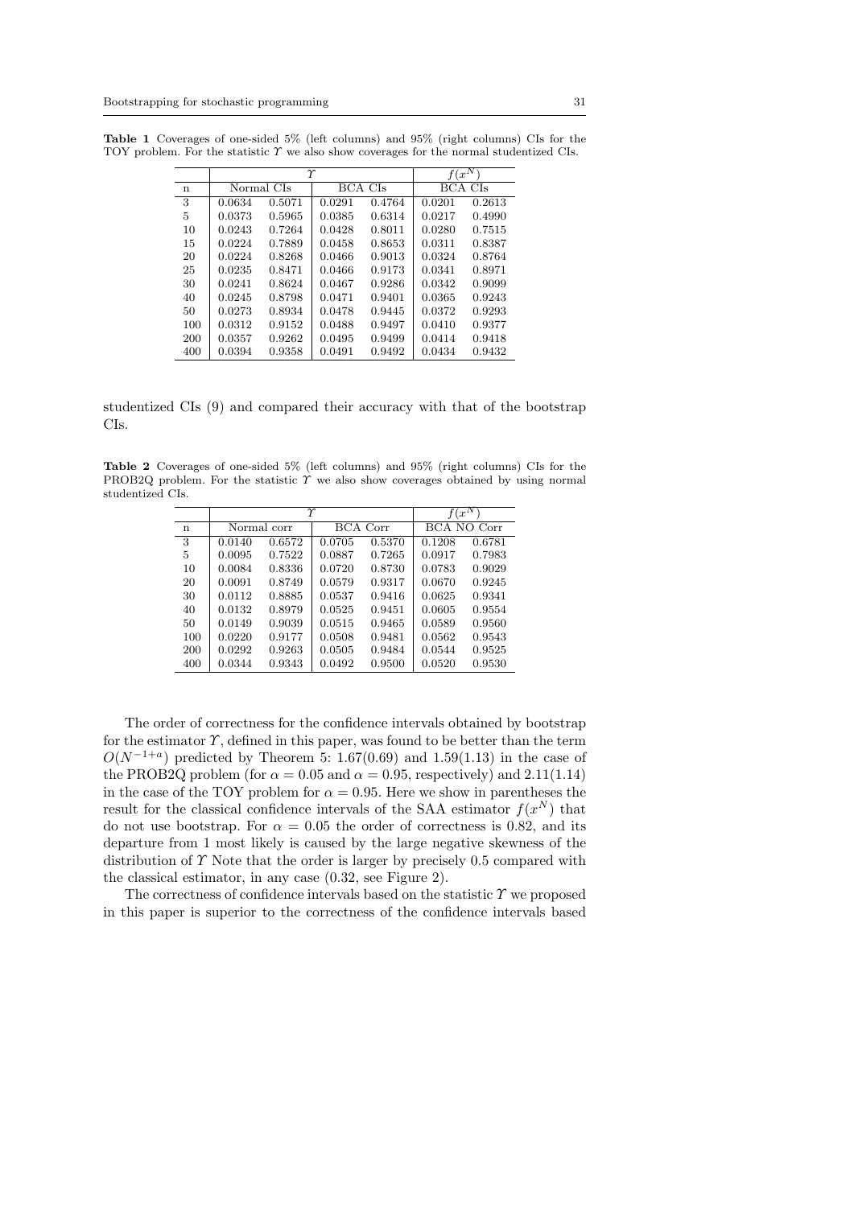**Table 1** Coverages of one-sided 5% (left columns) and 95% (right columns) CIs for the TOY problem. For the statistic $\Upsilon$ we also show coverages for the normal studentized CIs.

| | $\Upsilon$ | | | | $f(x^N)$ | |
|---|---|---|---|---|---|---|
| n | Normal CIs | | BCA CIs | | BCA CIs | |
| 3 | 0.0634 | 0.5071 | 0.0291 | 0.4764 | 0.0201 | 0.2613 |
| 5 | 0.0373 | 0.5965 | 0.0385 | 0.6314 | 0.0217 | 0.4990 |
| 10 | 0.0243 | 0.7264 | 0.0428 | 0.8011 | 0.0280 | 0.7515 |
| 15 | 0.0224 | 0.7889 | 0.0458 | 0.8653 | 0.0311 | 0.8387 |
| 20 | 0.0224 | 0.8268 | 0.0466 | 0.9013 | 0.0324 | 0.8764 |
| 25 | 0.0235 | 0.8471 | 0.0466 | 0.9173 | 0.0341 | 0.8971 |
| 30 | 0.0241 | 0.8624 | 0.0467 | 0.9286 | 0.0342 | 0.9099 |
| 40 | 0.0245 | 0.8798 | 0.0471 | 0.9401 | 0.0365 | 0.9243 |
| 50 | 0.0273 | 0.8934 | 0.0478 | 0.9445 | 0.0372 | 0.9293 |
| 100 | 0.0312 | 0.9152 | 0.0488 | 0.9497 | 0.0410 | 0.9377 |
| 200 | 0.0357 | 0.9262 | 0.0495 | 0.9499 | 0.0414 | 0.9418 |
| 400 | 0.0394 | 0.9358 | 0.0491 | 0.9492 | 0.0434 | 0.9432 |

studentized CIs (9) and compared their accuracy with that of the bootstrap CIs.

**Table 2** Coverages of one-sided 5% (left columns) and 95% (right columns) CIs for the PROB2Q problem. For the statistic $\Upsilon$ we also show coverages obtained by using normal studentized CIs.

| | $\Upsilon$ | | | | $f(x^N)$ | |
|---|---|---|---|---|---|---|
| n | Normal corr | | BCA Corr | | BCA NO Corr | |
| 3 | 0.0140 | 0.6572 | 0.0705 | 0.5370 | 0.1208 | 0.6781 |
| 5 | 0.0095 | 0.7522 | 0.0887 | 0.7265 | 0.0917 | 0.7983 |
| 10 | 0.0084 | 0.8336 | 0.0720 | 0.8730 | 0.0783 | 0.9029 |
| 20 | 0.0091 | 0.8749 | 0.0579 | 0.9317 | 0.0670 | 0.9245 |
| 30 | 0.0112 | 0.8885 | 0.0537 | 0.9416 | 0.0625 | 0.9341 |
| 40 | 0.0132 | 0.8979 | 0.0525 | 0.9451 | 0.0605 | 0.9554 |
| 50 | 0.0149 | 0.9039 | 0.0515 | 0.9465 | 0.0589 | 0.9560 |
| 100 | 0.0220 | 0.9177 | 0.0508 | 0.9481 | 0.0562 | 0.9543 |
| 200 | 0.0292 | 0.9263 | 0.0505 | 0.9484 | 0.0544 | 0.9525 |
| 400 | 0.0344 | 0.9343 | 0.0492 | 0.9500 | 0.0520 | 0.9530 |

The order of correctness for the confidence intervals obtained by bootstrap for the estimator $\Upsilon$, defined in this paper, was found to be better than the term $O(N^{-1+a})$ predicted by Theorem 5: 1.67(0.69) and 1.59(1.13) in the case of the PROB2Q problem (for $\alpha = 0.05$ and $\alpha = 0.95$, respectively) and 2.11(1.14) in the case of the TOY problem for $\alpha = 0.95$. Here we show in parentheses the result for the classical confidence intervals of the SAA estimator $f(x^N)$ that do not use bootstrap. For $\alpha = 0.05$ the order of correctness is 0.82, and its departure from 1 most likely is caused by the large negative skewness of the distribution of $\Upsilon$ Note that the order is larger by precisely 0.5 compared with the classical estimator, in any case (0.32, see Figure 2).

The correctness of confidence intervals based on the statistic $\Upsilon$ we proposed in this paper is superior to the correctness of the confidence intervals based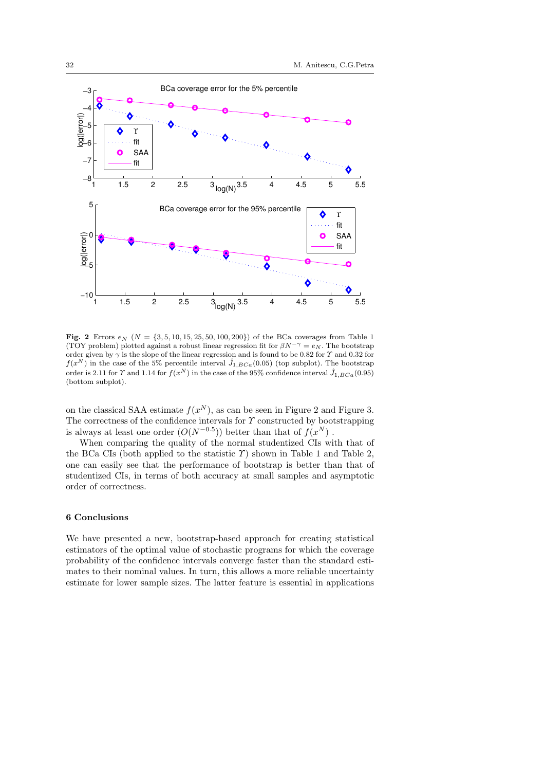**Fig. 2** Errors $e_N$ ($N = \{3, 5, 10, 15, 25, 50, 100, 200\}$) of the BCa coverages from Table 1 (TOY problem) plotted against a robust linear regression fit for $\beta N^{-\gamma} = e_N$. The bootstrap order given by $\gamma$ is the slope of the linear regression and is found to be 0.82 for $\Upsilon$ and 0.32 for $f(x^N)$ in the case of the 5% percentile interval $\hat{J}_{1,BCa}(0.05)$ (top subplot). The bootstrap order is 2.11 for $\Upsilon$ and 1.14 for $f(x^N)$ in the case of the 95% confidence interval $\hat{J}_{1,BCa}(0.95)$ (bottom subplot).

on the classical SAA estimate $f(x^N)$, as can be seen in Figure 2 and Figure 3. The correctness of the confidence intervals for $\Upsilon$ constructed by bootstrapping is always at least one order ($O(N^{-0.5})$) better than that of $f(x^N)$ .

When comparing the quality of the normal studentized CIs with that of the BCa CIs (both applied to the statistic $\Upsilon$) shown in Table 1 and Table 2, one can easily see that the performance of bootstrap is better than that of studentized CIs, in terms of both accuracy at small samples and asymptotic order of correctness.

## 6 Conclusions

We have presented a new, bootstrap-based approach for creating statistical estimators of the optimal value of stochastic programs for which the coverage probability of the confidence intervals converge faster than the standard estimates to their nominal values. In turn, this allows a more reliable uncertainty estimate for lower sample sizes. The latter feature is essential in applications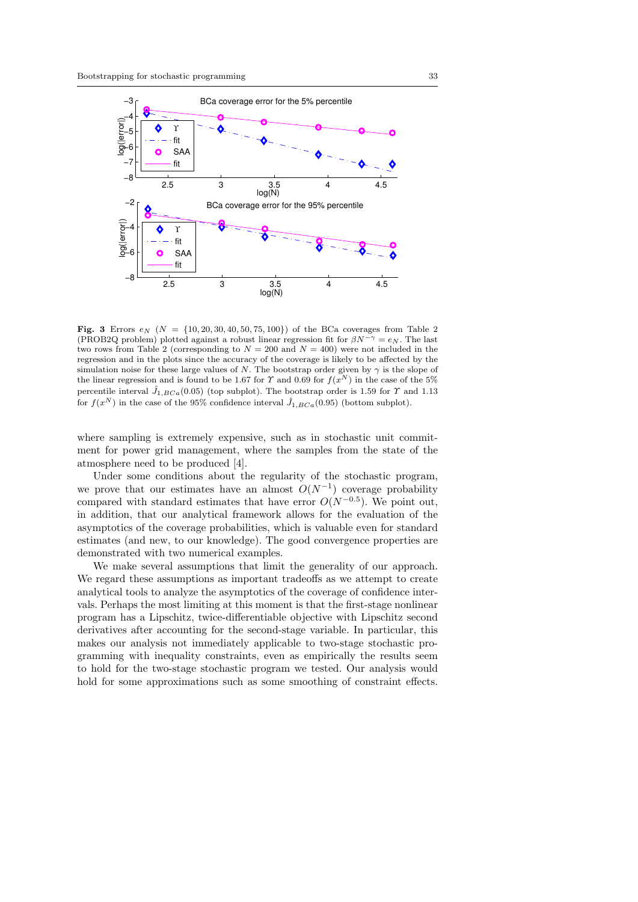**Fig. 3** Errors $e_N$ ($N = \{10, 20, 30, 40, 50, 75, 100\}$) of the BCa coverages from Table 2 (PROB2Q problem) plotted against a robust linear regression fit for $\beta N^{-\gamma} = e_N$. The last two rows from Table 2 (corresponding to $N = 200$ and $N = 400$) were not included in the regression and in the plots since the accuracy of the coverage is likely to be affected by the simulation noise for these large values of $N$. The bootstrap order given by $\gamma$ is the slope of the linear regression and is found to be 1.67 for $\Upsilon$ and 0.69 for $f(x^N)$ in the case of the 5% percentile interval $\hat{J}_{1,BCa}(0.05)$ (top subplot). The bootstrap order is 1.59 for $\Upsilon$ and 1.13 for $f(x^N)$ in the case of the 95% confidence interval $\hat{J}_{1,BCa}(0.95)$ (bottom subplot).

where sampling is extremely expensive, such as in stochastic unit commitment for power grid management, where the samples from the state of the atmosphere need to be produced [4].

Under some conditions about the regularity of the stochastic program, we prove that our estimates have an almost $O(N^{-1})$ coverage probability compared with standard estimates that have error $O(N^{-0.5})$. We point out, in addition, that our analytical framework allows for the evaluation of the asymptotics of the coverage probabilities, which is valuable even for standard estimates (and new, to our knowledge). The good convergence properties are demonstrated with two numerical examples.

We make several assumptions that limit the generality of our approach. We regard these assumptions as important tradeoffs as we attempt to create analytical tools to analyze the asymptotics of the coverage of confidence intervals. Perhaps the most limiting at this moment is that the first-stage nonlinear program has a Lipschitz, twice-differentiable objective with Lipschitz second derivatives after accounting for the second-stage variable. In particular, this makes our analysis not immediately applicable to two-stage stochastic programming with inequality constraints, even as empirically the results seem to hold for the two-stage stochastic program we tested. Our analysis would hold for some approximations such as some smoothing of constraint effects.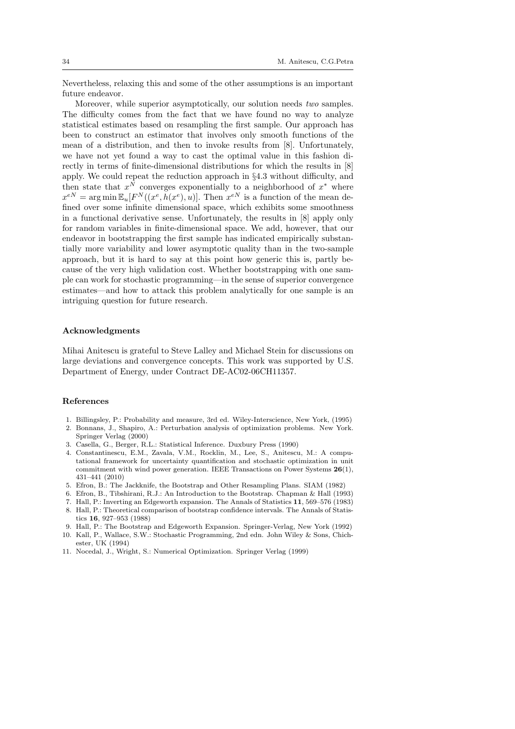Nevertheless, relaxing this and some of the other assumptions is an important future endeavor.

Moreover, while superior asymptotically, our solution needs *two* samples. The difficulty comes from the fact that we have found no way to analyze statistical estimates based on resampling the first sample. Our approach has been to construct an estimator that involves only smooth functions of the mean of a distribution, and then to invoke results from [8]. Unfortunately, we have not yet found a way to cast the optimal value in this fashion directly in terms of finite-dimensional distributions for which the results in [8] apply. We could repeat the reduction approach in §4.3 without difficulty, and then state that $x^N$ converges exponentially to a neighborhood of $x^*$ where $x^{eN} = \arg\min \mathbb{E}_u[F^N((x^e, h(x^e), u)]$. Then $x^{eN}$ is a function of the mean defined over some infinite dimensional space, which exhibits some smoothness in a functional derivative sense. Unfortunately, the results in [8] apply only for random variables in finite-dimensional space. We add, however, that our endeavor in bootstrapping the first sample has indicated empirically substantially more variability and lower asymptotic quality than in the two-sample approach, but it is hard to say at this point how generic this is, partly because of the very high validation cost. Whether bootstrapping with one sample can work for stochastic programming—in the sense of superior convergence estimates—and how to attack this problem analytically for one sample is an intriguing question for future research.

## Acknowledgments

Mihai Anitescu is grateful to Steve Lalley and Michael Stein for discussions on large deviations and convergence concepts. This work was supported by U.S. Department of Energy, under Contract DE-AC02-06CH11357.

## References

1. Billingsley, P.: Probability and measure, 3rd ed. Wiley-Interscience, New York, (1995)
2. Bonnans, J., Shapiro, A.: Perturbation analysis of optimization problems. New York. Springer Verlag (2000)
3. Casella, G., Berger, R.L.: Statistical Inference. Duxbury Press (1990)
4. Constantinescu, E.M., Zavala, V.M., Rocklin, M., Lee, S., Anitescu, M.: A computational framework for uncertainty quantification and stochastic optimization in unit commitment with wind power generation. IEEE Transactions on Power Systems **26**(1), 431–441 (2010)
5. Efron, B.: The Jackknife, the Bootstrap and Other Resampling Plans. SIAM (1982)
6. Efron, B., Tibshirani, R.J.: An Introduction to the Bootstrap. Chapman & Hall (1993)
7. Hall, P.: Inverting an Edgeworth expansion. The Annals of Statistics **11**, 569–576 (1983)
8. Hall, P.: Theoretical comparison of bootstrap confidence intervals. The Annals of Statistics **16**, 927–953 (1988)
9. Hall, P.: The Bootstrap and Edgeworth Expansion. Springer-Verlag, New York (1992)
10. Kall, P., Wallace, S.W.: Stochastic Programming, 2nd edn. John Wiley & Sons, Chichester, UK (1994)
11. Nocedal, J., Wright, S.: Numerical Optimization. Springer Verlag (1999)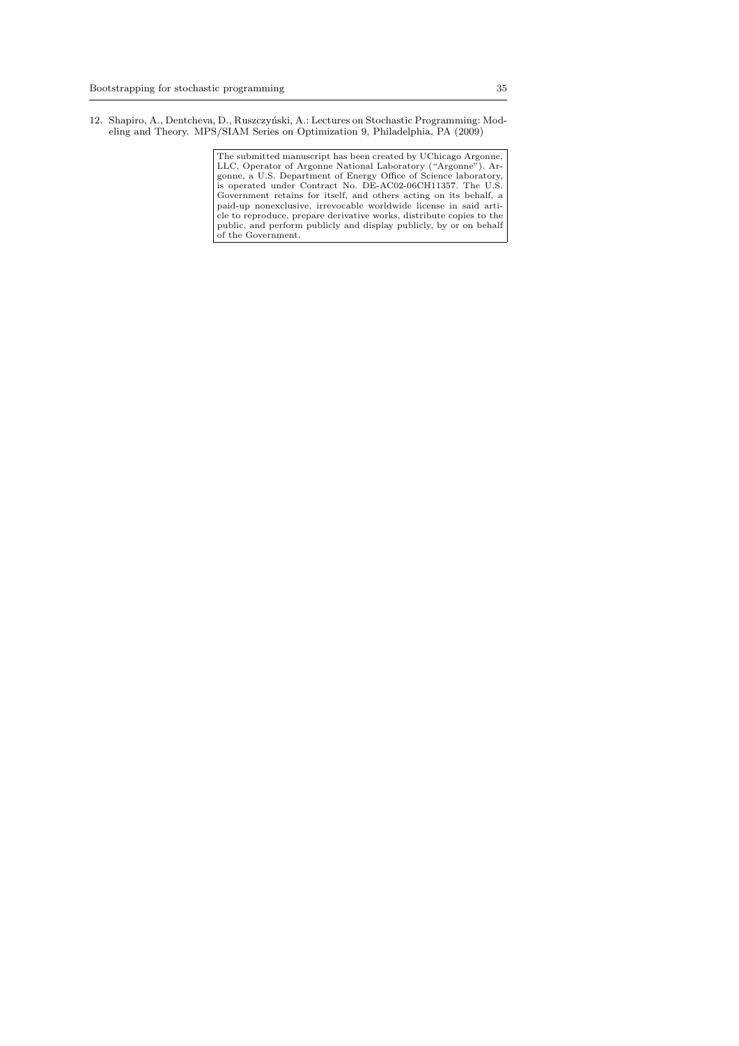12. Shapiro, A., Dentcheva, D., Ruszczyński, A.: Lectures on Stochastic Programming: Modeling and Theory. MPS/SIAM Series on Optimization 9, Philadelphia, PA (2009)

The submitted manuscript has been created by UChicago Argonne, LLC, Operator of Argonne National Laboratory ("Argonne"). Argonne, a U.S. Department of Energy Office of Science laboratory, is operated under Contract No. DE-AC02-06CH11357. The U.S. Government retains for itself, and others acting on its behalf, a paid-up nonexclusive, irrevocable worldwide license in said article to reproduce, prepare derivative works, distribute copies to the public, and perform publicly and display publicly, by or on behalf of the Government.